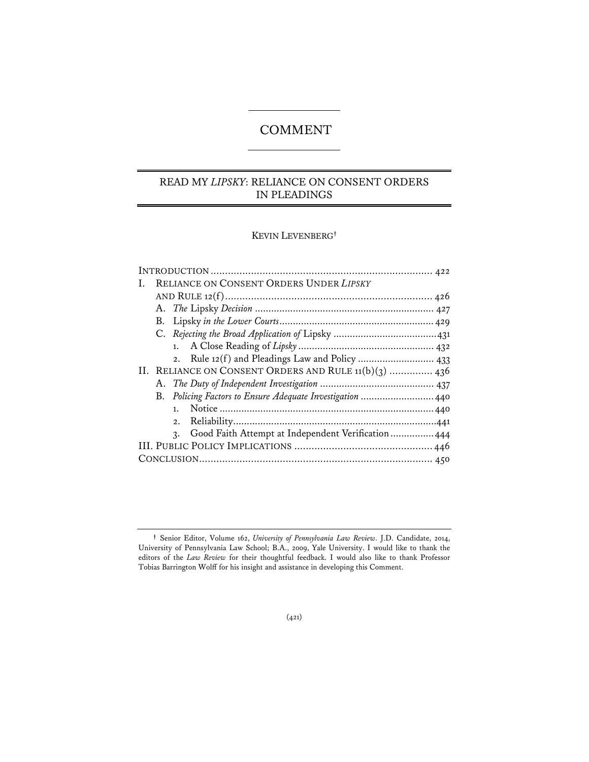# COMMENT

## READ MY *LIPSKY*: RELIANCE ON CONSENT ORDERS IN PLEADINGS

KEVIN LEVENBERG†

INTRODUCTION ............................................................................. 422
I. RELIANCE ON CONSENT ORDERS UNDER *LIPSKY* AND RULE 12(f) ......................................................................... 426
  A. *The* Lipsky *Decision* ................................................................. 427
  B. Lipsky *in the Lower Courts* ........................................................ 429
  C. *Rejecting the Broad Application of* Lipsky ...................................... 431
    1. A Close Reading of *Lipsky* ................................................. 432
    2. Rule 12(f) and Pleadings Law and Policy ............................ 433
II. RELIANCE ON CONSENT ORDERS AND RULE 11(b)(3) ............... 436
  A. *The Duty of Independent Investigation* .......................................... 437
  B. *Policing Factors to Ensure Adequate Investigation* ........................... 440
    1. Notice ............................................................................. 440
    2. Reliability ......................................................................... 441
    3. Good Faith Attempt at Independent Verification ................ 444
III. PUBLIC POLICY IMPLICATIONS ................................................ 446
CONCLUSION ................................................................................ 450

† Senior Editor, Volume 162, *University of Pennsylvania Law Review*. J.D. Candidate, 2014, University of Pennsylvania Law School; B.A., 2009, Yale University. I would like to thank the editors of the *Law Review* for their thoughtful feedback. I would also like to thank Professor Tobias Barrington Wolff for his insight and assistance in developing this Comment.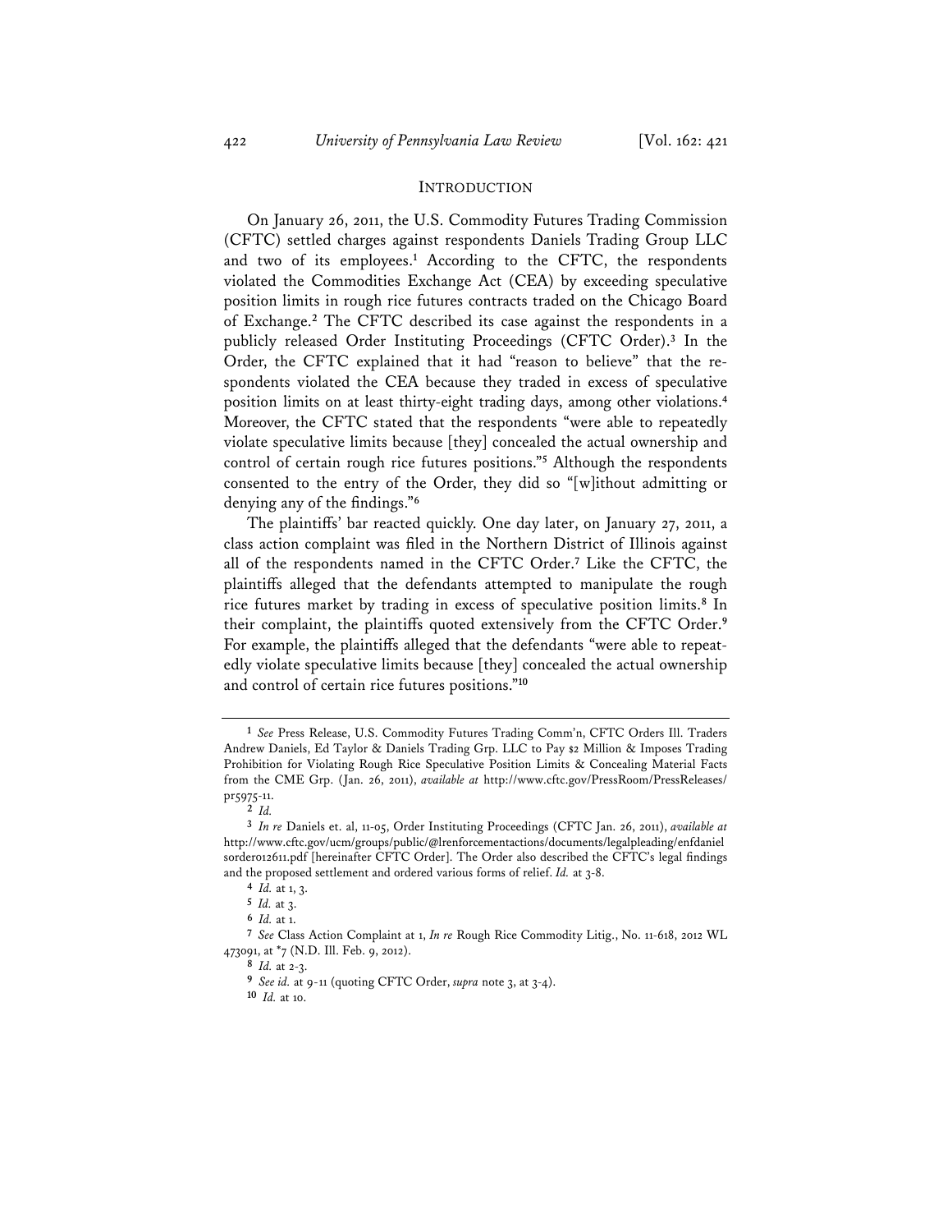## INTRODUCTION

On January 26, 2011, the U.S. Commodity Futures Trading Commission (CFTC) settled charges against respondents Daniels Trading Group LLC and two of its employees.[1] According to the CFTC, the respondents violated the Commodities Exchange Act (CEA) by exceeding speculative position limits in rough rice futures contracts traded on the Chicago Board of Exchange.[2] The CFTC described its case against the respondents in a publicly released Order Instituting Proceedings (CFTC Order).[3] In the Order, the CFTC explained that it had "reason to believe" that the respondents violated the CEA because they traded in excess of speculative position limits on at least thirty-eight trading days, among other violations.[4] Moreover, the CFTC stated that the respondents "were able to repeatedly violate speculative limits because [they] concealed the actual ownership and control of certain rough rice futures positions."[5] Although the respondents consented to the entry of the Order, they did so "[w]ithout admitting or denying any of the findings."[6]

The plaintiffs' bar reacted quickly. One day later, on January 27, 2011, a class action complaint was filed in the Northern District of Illinois against all of the respondents named in the CFTC Order.[7] Like the CFTC, the plaintiffs alleged that the defendants attempted to manipulate the rough rice futures market by trading in excess of speculative position limits.[8] In their complaint, the plaintiffs quoted extensively from the CFTC Order.[9] For example, the plaintiffs alleged that the defendants "were able to repeatedly violate speculative limits because [they] concealed the actual ownership and control of certain rice futures positions."[10]

---

[1] *See* Press Release, U.S. Commodity Futures Trading Comm'n, CFTC Orders Ill. Traders Andrew Daniels, Ed Taylor & Daniels Trading Grp. LLC to Pay $2 Million & Imposes Trading Prohibition for Violating Rough Rice Speculative Position Limits & Concealing Material Facts from the CME Grp. (Jan. 26, 2011), *available at* http://www.cftc.gov/PressRoom/PressReleases/pr5975-11.

[2] *Id.*

[3] *In re* Daniels et. al, 11-05, Order Instituting Proceedings (CFTC Jan. 26, 2011), *available at* http://www.cftc.gov/ucm/groups/public/@lrenforcementactions/documents/legalpleading/enfdanielsorder012611.pdf [hereinafter CFTC Order]. The Order also described the CFTC's legal findings and the proposed settlement and ordered various forms of relief. *Id.* at 3-8.

[4] *Id.* at 1, 3.

[5] *Id.* at 3.

[6] *Id.* at 1.

[7] *See* Class Action Complaint at 1, *In re* Rough Rice Commodity Litig., No. 11-618, 2012 WL 473091, at *7 (N.D. Ill. Feb. 9, 2012).

[8] *Id.* at 2-3.

[9] *See id.* at 9-11 (quoting CFTC Order, *supra* note 3, at 3-4).

[10] *Id.* at 10.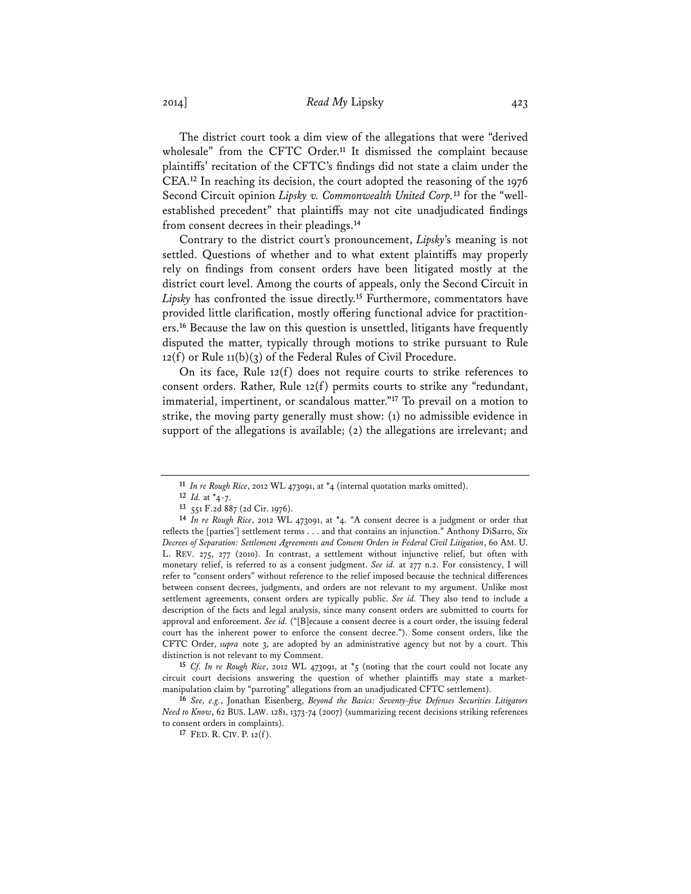The district court took a dim view of the allegations that were "derived wholesale" from the CFTC Order.[11] It dismissed the complaint because plaintiffs' recitation of the CFTC's findings did not state a claim under the CEA.[12] In reaching its decision, the court adopted the reasoning of the 1976 Second Circuit opinion *Lipsky v. Commonwealth United Corp.*[13] for the "well-established precedent" that plaintiffs may not cite unadjudicated findings from consent decrees in their pleadings.[14]

Contrary to the district court's pronouncement, *Lipsky*'s meaning is not settled. Questions of whether and to what extent plaintiffs may properly rely on findings from consent orders have been litigated mostly at the district court level. Among the courts of appeals, only the Second Circuit in *Lipsky* has confronted the issue directly.[15] Furthermore, commentators have provided little clarification, mostly offering functional advice for practitioners.[16] Because the law on this question is unsettled, litigants have frequently disputed the matter, typically through motions to strike pursuant to Rule 12(f) or Rule 11(b)(3) of the Federal Rules of Civil Procedure.

On its face, Rule 12(f) does not require courts to strike references to consent orders. Rather, Rule 12(f) permits courts to strike any "redundant, immaterial, impertinent, or scandalous matter."[17] To prevail on a motion to strike, the moving party generally must show: (1) no admissible evidence in support of the allegations is available; (2) the allegations are irrelevant; and

---

11 *In re Rough Rice*, 2012 WL 473091, at *4 (internal quotation marks omitted).

12 *Id.* at *4-7.

13 551 F.2d 887 (2d Cir. 1976).

14 *In re Rough Rice*, 2012 WL 473091, at *4. "A consent decree is a judgment or order that reflects the [parties'] settlement terms . . . and that contains an injunction." Anthony DiSarro, *Six Decrees of Separation: Settlement Agreements and Consent Orders in Federal Civil Litigation*, 60 AM. U. L. REV. 275, 277 (2010). In contrast, a settlement without injunctive relief, but often with monetary relief, is referred to as a consent judgment. *See id.* at 277 n.2. For consistency, I will refer to "consent orders" without reference to the relief imposed because the technical differences between consent decrees, judgments, and orders are not relevant to my argument. Unlike most settlement agreements, consent orders are typically public. *See id.* They also tend to include a description of the facts and legal analysis, since many consent orders are submitted to courts for approval and enforcement. *See id.* ("[B]ecause a consent decree is a court order, the issuing federal court has the inherent power to enforce the consent decree."). Some consent orders, like the CFTC Order, *supra* note 3, are adopted by an administrative agency but not by a court. This distinction is not relevant to my Comment.

15 *Cf. In re Rough Rice*, 2012 WL 473091, at *5 (noting that the court could not locate any circuit court decisions answering the question of whether plaintiffs may state a market-manipulation claim by "parroting" allegations from an unadjudicated CFTC settlement).

16 *See, e.g.*, Jonathan Eisenberg, *Beyond the Basics: Seventy-five Defenses Securities Litigators Need to Know*, 62 BUS. LAW. 1281, 1373-74 (2007) (summarizing recent decisions striking references to consent orders in complaints).

17 FED. R. CIV. P. 12(f).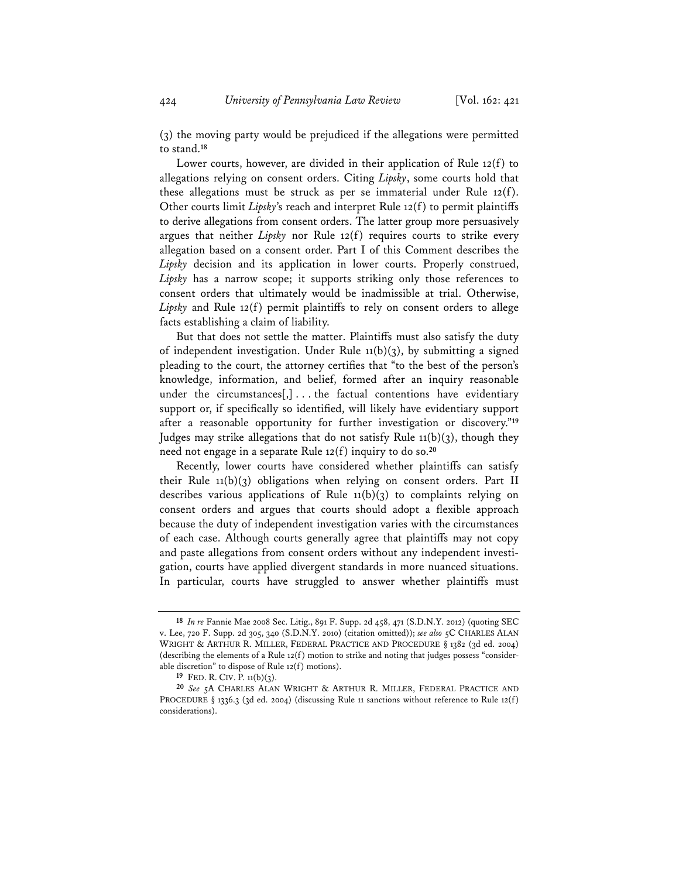(3) the moving party would be prejudiced if the allegations were permitted to stand.[18]

Lower courts, however, are divided in their application of Rule 12(f) to allegations relying on consent orders. Citing *Lipsky*, some courts hold that these allegations must be struck as per se immaterial under Rule 12(f). Other courts limit *Lipsky*'s reach and interpret Rule 12(f) to permit plaintiffs to derive allegations from consent orders. The latter group more persuasively argues that neither *Lipsky* nor Rule 12(f) requires courts to strike every allegation based on a consent order. Part I of this Comment describes the *Lipsky* decision and its application in lower courts. Properly construed, *Lipsky* has a narrow scope; it supports striking only those references to consent orders that ultimately would be inadmissible at trial. Otherwise, *Lipsky* and Rule 12(f) permit plaintiffs to rely on consent orders to allege facts establishing a claim of liability.

But that does not settle the matter. Plaintiffs must also satisfy the duty of independent investigation. Under Rule 11(b)(3), by submitting a signed pleading to the court, the attorney certifies that "to the best of the person's knowledge, information, and belief, formed after an inquiry reasonable under the circumstances[,] . . . the factual contentions have evidentiary support or, if specifically so identified, will likely have evidentiary support after a reasonable opportunity for further investigation or discovery."[19] Judges may strike allegations that do not satisfy Rule 11(b)(3), though they need not engage in a separate Rule 12(f) inquiry to do so.[20]

Recently, lower courts have considered whether plaintiffs can satisfy their Rule 11(b)(3) obligations when relying on consent orders. Part II describes various applications of Rule 11(b)(3) to complaints relying on consent orders and argues that courts should adopt a flexible approach because the duty of independent investigation varies with the circumstances of each case. Although courts generally agree that plaintiffs may not copy and paste allegations from consent orders without any independent investigation, courts have applied divergent standards in more nuanced situations. In particular, courts have struggled to answer whether plaintiffs must

---

[18] *In re* Fannie Mae 2008 Sec. Litig., 891 F. Supp. 2d 458, 471 (S.D.N.Y. 2012) (quoting SEC v. Lee, 720 F. Supp. 2d 305, 340 (S.D.N.Y. 2010) (citation omitted)); *see also* 5C CHARLES ALAN WRIGHT & ARTHUR R. MILLER, FEDERAL PRACTICE AND PROCEDURE § 1382 (3d ed. 2004) (describing the elements of a Rule 12(f) motion to strike and noting that judges possess "considerable discretion" to dispose of Rule 12(f) motions).

[19] FED. R. CIV. P. 11(b)(3).

[20] *See* 5A CHARLES ALAN WRIGHT & ARTHUR R. MILLER, FEDERAL PRACTICE AND PROCEDURE § 1336.3 (3d ed. 2004) (discussing Rule 11 sanctions without reference to Rule 12(f) considerations).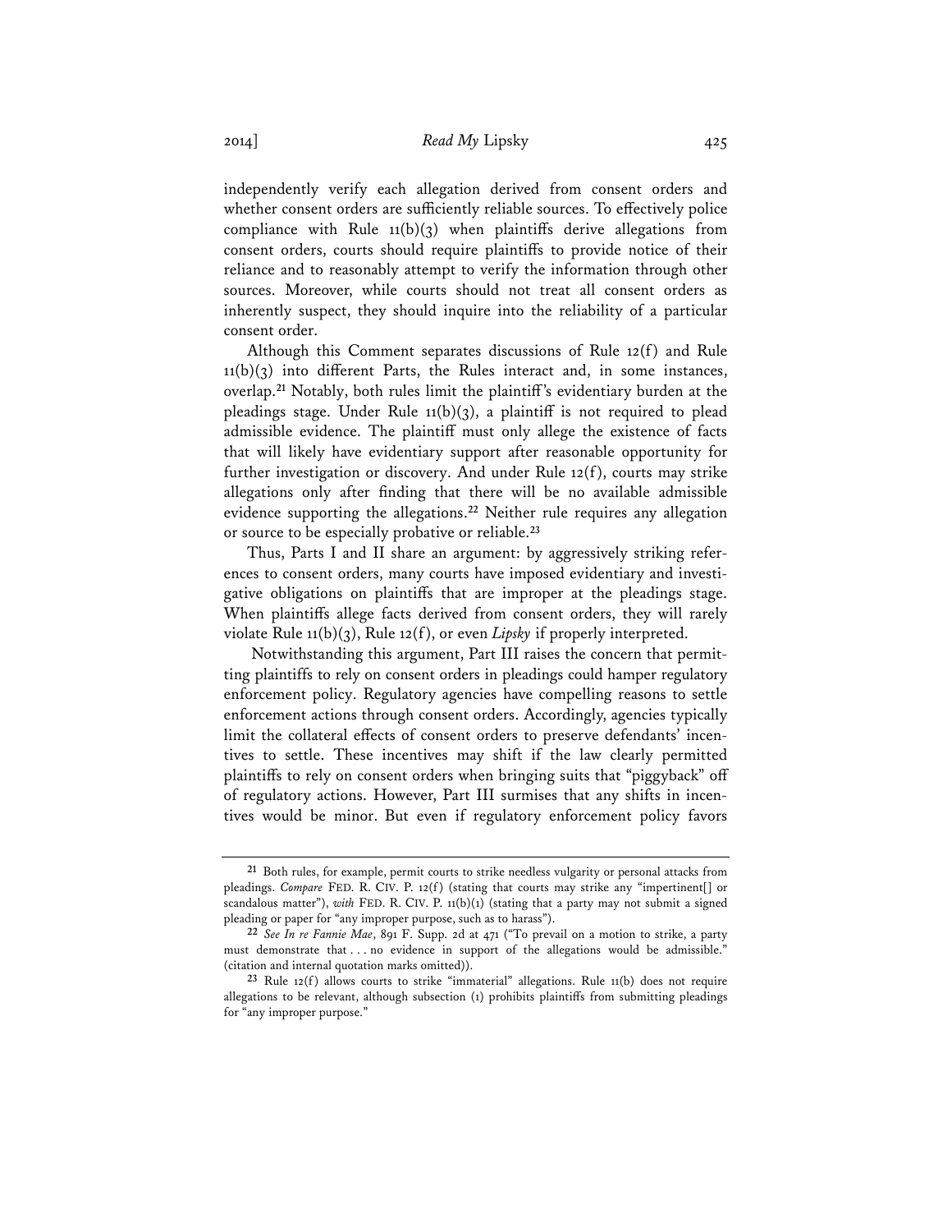independently verify each allegation derived from consent orders and whether consent orders are sufficiently reliable sources. To effectively police compliance with Rule 11(b)(3) when plaintiffs derive allegations from consent orders, courts should require plaintiffs to provide notice of their reliance and to reasonably attempt to verify the information through other sources. Moreover, while courts should not treat all consent orders as inherently suspect, they should inquire into the reliability of a particular consent order.

Although this Comment separates discussions of Rule 12(f) and Rule 11(b)(3) into different Parts, the Rules interact and, in some instances, overlap.[21] Notably, both rules limit the plaintiff's evidentiary burden at the pleadings stage. Under Rule 11(b)(3), a plaintiff is not required to plead admissible evidence. The plaintiff must only allege the existence of facts that will likely have evidentiary support after reasonable opportunity for further investigation or discovery. And under Rule 12(f), courts may strike allegations only after finding that there will be no available admissible evidence supporting the allegations.[22] Neither rule requires any allegation or source to be especially probative or reliable.[23]

Thus, Parts I and II share an argument: by aggressively striking references to consent orders, many courts have imposed evidentiary and investigative obligations on plaintiffs that are improper at the pleadings stage. When plaintiffs allege facts derived from consent orders, they will rarely violate Rule 11(b)(3), Rule 12(f), or even *Lipsky* if properly interpreted.

Notwithstanding this argument, Part III raises the concern that permitting plaintiffs to rely on consent orders in pleadings could hamper regulatory enforcement policy. Regulatory agencies have compelling reasons to settle enforcement actions through consent orders. Accordingly, agencies typically limit the collateral effects of consent orders to preserve defendants' incentives to settle. These incentives may shift if the law clearly permitted plaintiffs to rely on consent orders when bringing suits that "piggyback" off of regulatory actions. However, Part III surmises that any shifts in incentives would be minor. But even if regulatory enforcement policy favors

---

[21] Both rules, for example, permit courts to strike needless vulgarity or personal attacks from pleadings. *Compare* FED. R. CIV. P. 12(f) (stating that courts may strike any "impertinent[] or scandalous matter"), *with* FED. R. CIV. P. 11(b)(1) (stating that a party may not submit a signed pleading or paper for "any improper purpose, such as to harass").

[22] *See In re Fannie Mae*, 891 F. Supp. 2d at 471 ("To prevail on a motion to strike, a party must demonstrate that . . . no evidence in support of the allegations would be admissible." (citation and internal quotation marks omitted)).

[23] Rule 12(f) allows courts to strike "immaterial" allegations. Rule 11(b) does not require allegations to be relevant, although subsection (1) prohibits plaintiffs from submitting pleadings for "any improper purpose."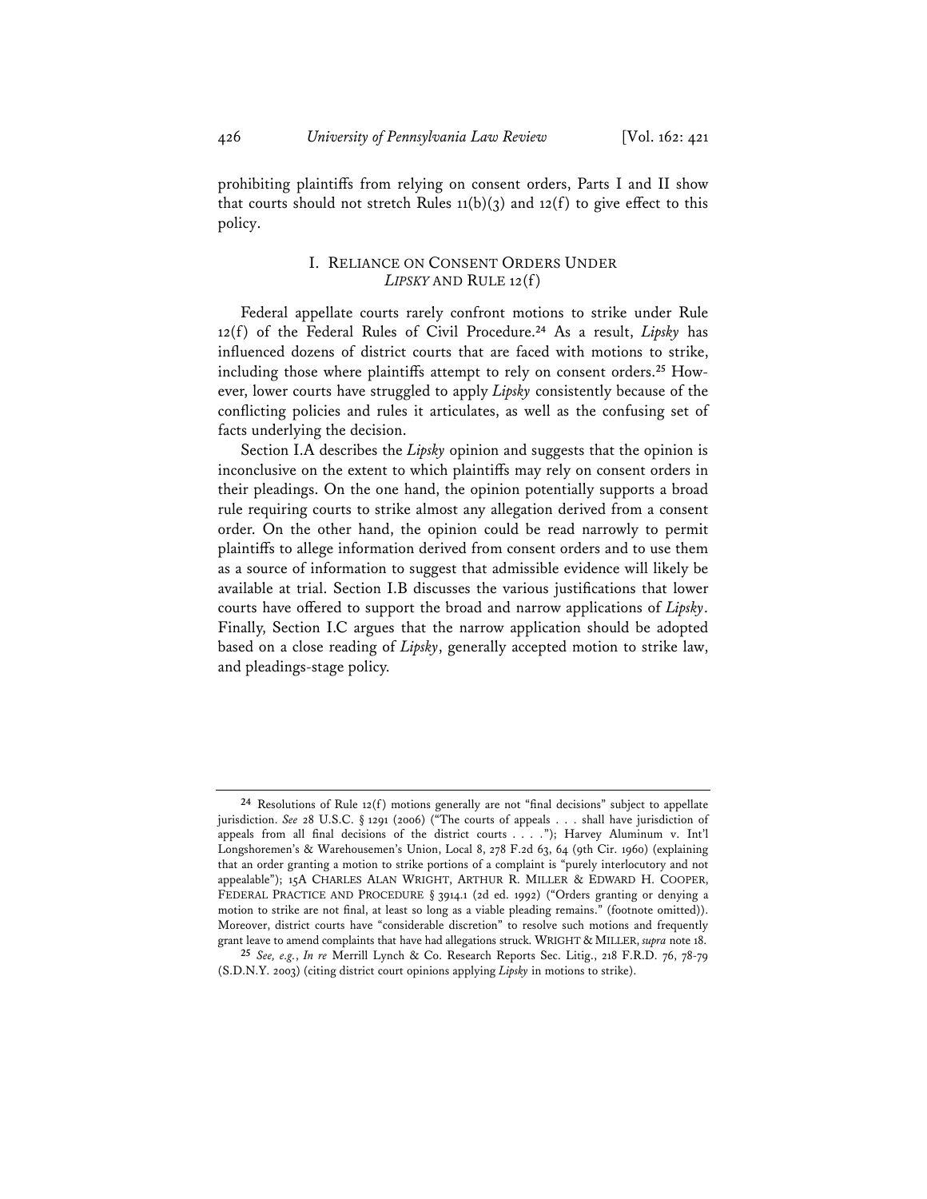prohibiting plaintiffs from relying on consent orders, Parts I and II show that courts should not stretch Rules 11(b)(3) and 12(f) to give effect to this policy.

## I. RELIANCE ON CONSENT ORDERS UNDER *LIPSKY* AND RULE 12(f)

Federal appellate courts rarely confront motions to strike under Rule 12(f) of the Federal Rules of Civil Procedure.[24] As a result, *Lipsky* has influenced dozens of district courts that are faced with motions to strike, including those where plaintiffs attempt to rely on consent orders.[25] However, lower courts have struggled to apply *Lipsky* consistently because of the conflicting policies and rules it articulates, as well as the confusing set of facts underlying the decision.

Section I.A describes the *Lipsky* opinion and suggests that the opinion is inconclusive on the extent to which plaintiffs may rely on consent orders in their pleadings. On the one hand, the opinion potentially supports a broad rule requiring courts to strike almost any allegation derived from a consent order. On the other hand, the opinion could be read narrowly to permit plaintiffs to allege information derived from consent orders and to use them as a source of information to suggest that admissible evidence will likely be available at trial. Section I.B discusses the various justifications that lower courts have offered to support the broad and narrow applications of *Lipsky*. Finally, Section I.C argues that the narrow application should be adopted based on a close reading of *Lipsky*, generally accepted motion to strike law, and pleadings-stage policy.

---

[24] Resolutions of Rule 12(f) motions generally are not "final decisions" subject to appellate jurisdiction. *See* 28 U.S.C. § 1291 (2006) ("The courts of appeals . . . shall have jurisdiction of appeals from all final decisions of the district courts . . . ."); Harvey Aluminum v. Int'l Longshoremen's & Warehousemen's Union, Local 8, 278 F.2d 63, 64 (9th Cir. 1960) (explaining that an order granting a motion to strike portions of a complaint is "purely interlocutory and not appealable"); 15A CHARLES ALAN WRIGHT, ARTHUR R. MILLER & EDWARD H. COOPER, FEDERAL PRACTICE AND PROCEDURE § 3914.1 (2d ed. 1992) ("Orders granting or denying a motion to strike are not final, at least so long as a viable pleading remains." (footnote omitted)). Moreover, district courts have "considerable discretion" to resolve such motions and frequently grant leave to amend complaints that have had allegations struck. WRIGHT & MILLER, *supra* note 18.

[25] *See, e.g.*, *In re* Merrill Lynch & Co. Research Reports Sec. Litig., 218 F.R.D. 76, 78-79 (S.D.N.Y. 2003) (citing district court opinions applying *Lipsky* in motions to strike).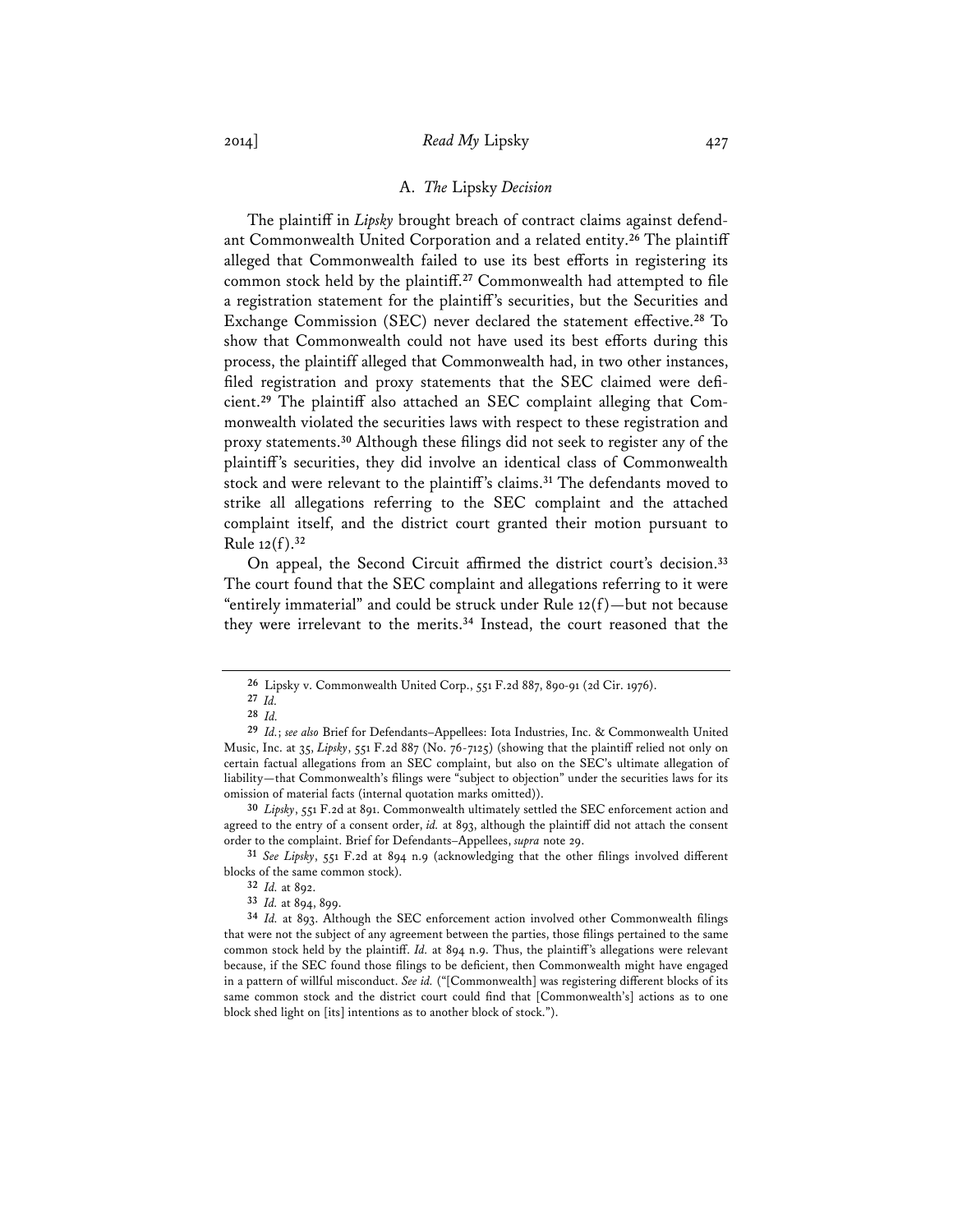### A. *The* Lipsky *Decision*

The plaintiff in *Lipsky* brought breach of contract claims against defendant Commonwealth United Corporation and a related entity.[26] The plaintiff alleged that Commonwealth failed to use its best efforts in registering its common stock held by the plaintiff.[27] Commonwealth had attempted to file a registration statement for the plaintiff's securities, but the Securities and Exchange Commission (SEC) never declared the statement effective.[28] To show that Commonwealth could not have used its best efforts during this process, the plaintiff alleged that Commonwealth had, in two other instances, filed registration and proxy statements that the SEC claimed were deficient.[29] The plaintiff also attached an SEC complaint alleging that Commonwealth violated the securities laws with respect to these registration and proxy statements.[30] Although these filings did not seek to register any of the plaintiff's securities, they did involve an identical class of Commonwealth stock and were relevant to the plaintiff's claims.[31] The defendants moved to strike all allegations referring to the SEC complaint and the attached complaint itself, and the district court granted their motion pursuant to Rule 12(f).[32]

On appeal, the Second Circuit affirmed the district court's decision.[33] The court found that the SEC complaint and allegations referring to it were "entirely immaterial" and could be struck under Rule 12(f)—but not because they were irrelevant to the merits.[34] Instead, the court reasoned that the

---

26 Lipsky v. Commonwealth United Corp., 551 F.2d 887, 890-91 (2d Cir. 1976).

27 *Id.*

28 *Id.*

29 *Id.*; *see also* Brief for Defendants–Appellees: Iota Industries, Inc. & Commonwealth United Music, Inc. at 35, *Lipsky*, 551 F.2d 887 (No. 76-7125) (showing that the plaintiff relied not only on certain factual allegations from an SEC complaint, but also on the SEC's ultimate allegation of liability—that Commonwealth's filings were "subject to objection" under the securities laws for its omission of material facts (internal quotation marks omitted)).

30 *Lipsky*, 551 F.2d at 891. Commonwealth ultimately settled the SEC enforcement action and agreed to the entry of a consent order, *id.* at 893, although the plaintiff did not attach the consent order to the complaint. Brief for Defendants–Appellees, *supra* note 29.

31 *See Lipsky*, 551 F.2d at 894 n.9 (acknowledging that the other filings involved different blocks of the same common stock).

32 *Id.* at 892.

33 *Id.* at 894, 899.

34 *Id.* at 893. Although the SEC enforcement action involved other Commonwealth filings that were not the subject of any agreement between the parties, those filings pertained to the same common stock held by the plaintiff. *Id.* at 894 n.9. Thus, the plaintiff's allegations were relevant because, if the SEC found those filings to be deficient, then Commonwealth might have engaged in a pattern of willful misconduct. *See id.* ("[Commonwealth] was registering different blocks of its same common stock and the district court could find that [Commonwealth's] actions as to one block shed light on [its] intentions as to another block of stock.").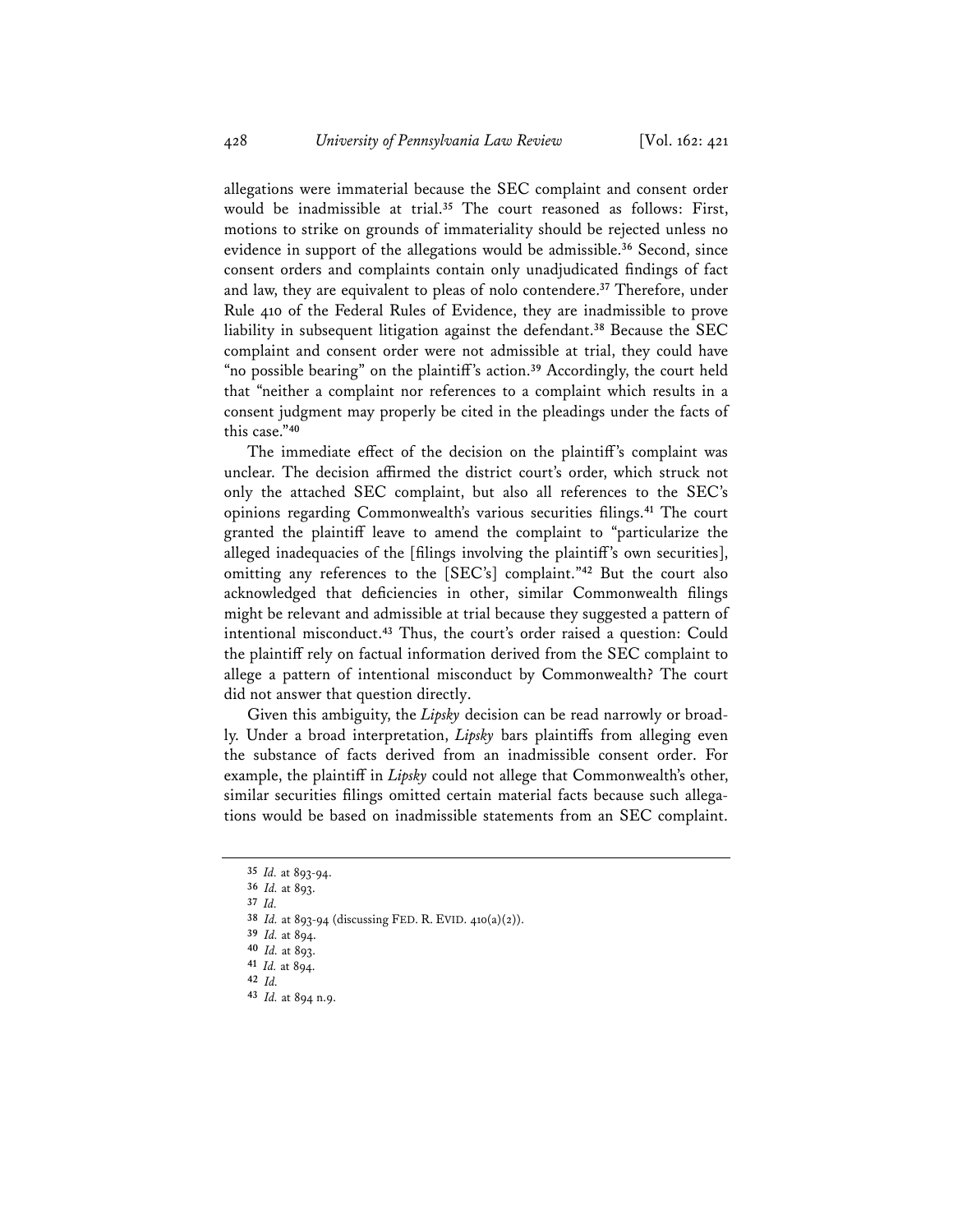allegations were immaterial because the SEC complaint and consent order would be inadmissible at trial.[35] The court reasoned as follows: First, motions to strike on grounds of immateriality should be rejected unless no evidence in support of the allegations would be admissible.[36] Second, since consent orders and complaints contain only unadjudicated findings of fact and law, they are equivalent to pleas of nolo contendere.[37] Therefore, under Rule 410 of the Federal Rules of Evidence, they are inadmissible to prove liability in subsequent litigation against the defendant.[38] Because the SEC complaint and consent order were not admissible at trial, they could have "no possible bearing" on the plaintiff's action.[39] Accordingly, the court held that "neither a complaint nor references to a complaint which results in a consent judgment may properly be cited in the pleadings under the facts of this case."[40]

The immediate effect of the decision on the plaintiff's complaint was unclear. The decision affirmed the district court's order, which struck not only the attached SEC complaint, but also all references to the SEC's opinions regarding Commonwealth's various securities filings.[41] The court granted the plaintiff leave to amend the complaint to "particularize the alleged inadequacies of the [filings involving the plaintiff's own securities], omitting any references to the [SEC's] complaint."[42] But the court also acknowledged that deficiencies in other, similar Commonwealth filings might be relevant and admissible at trial because they suggested a pattern of intentional misconduct.[43] Thus, the court's order raised a question: Could the plaintiff rely on factual information derived from the SEC complaint to allege a pattern of intentional misconduct by Commonwealth? The court did not answer that question directly.

Given this ambiguity, the *Lipsky* decision can be read narrowly or broadly. Under a broad interpretation, *Lipsky* bars plaintiffs from alleging even the substance of facts derived from an inadmissible consent order. For example, the plaintiff in *Lipsky* could not allege that Commonwealth's other, similar securities filings omitted certain material facts because such allegations would be based on inadmissible statements from an SEC complaint.

---

35 *Id.* at 893-94.

36 *Id.* at 893.

37 *Id.*

38 *Id.* at 893-94 (discussing FED. R. EVID. 410(a)(2)).

39 *Id.* at 894.

40 *Id.* at 893.

41 *Id.* at 894.

42 *Id.*

43 *Id.* at 894 n.9.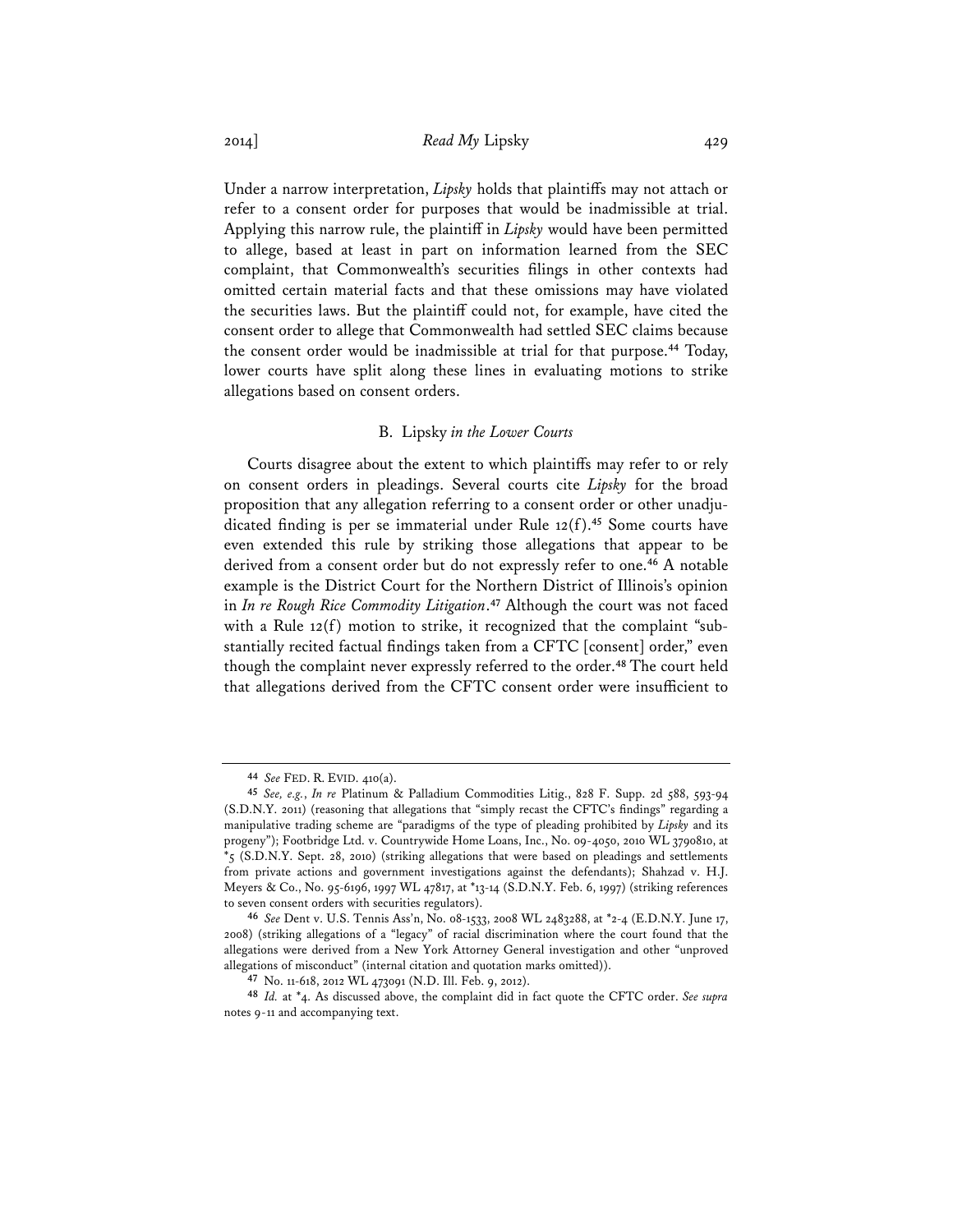Under a narrow interpretation, *Lipsky* holds that plaintiffs may not attach or refer to a consent order for purposes that would be inadmissible at trial. Applying this narrow rule, the plaintiff in *Lipsky* would have been permitted to allege, based at least in part on information learned from the SEC complaint, that Commonwealth's securities filings in other contexts had omitted certain material facts and that these omissions may have violated the securities laws. But the plaintiff could not, for example, have cited the consent order to allege that Commonwealth had settled SEC claims because the consent order would be inadmissible at trial for that purpose.[44] Today, lower courts have split along these lines in evaluating motions to strike allegations based on consent orders.

### B. *Lipsky in the Lower Courts*

Courts disagree about the extent to which plaintiffs may refer to or rely on consent orders in pleadings. Several courts cite *Lipsky* for the broad proposition that any allegation referring to a consent order or other unadjudicated finding is per se immaterial under Rule 12(f).[45] Some courts have even extended this rule by striking those allegations that appear to be derived from a consent order but do not expressly refer to one.[46] A notable example is the District Court for the Northern District of Illinois's opinion in *In re Rough Rice Commodity Litigation*.[47] Although the court was not faced with a Rule 12(f) motion to strike, it recognized that the complaint "substantially recited factual findings taken from a CFTC [consent] order," even though the complaint never expressly referred to the order.[48] The court held that allegations derived from the CFTC consent order were insufficient to

---

44 *See* FED. R. EVID. 410(a).

45 *See, e.g.*, *In re* Platinum & Palladium Commodities Litig., 828 F. Supp. 2d 588, 593-94 (S.D.N.Y. 2011) (reasoning that allegations that "simply recast the CFTC's findings" regarding a manipulative trading scheme are "paradigms of the type of pleading prohibited by *Lipsky* and its progeny"); Footbridge Ltd. v. Countrywide Home Loans, Inc., No. 09-4050, 2010 WL 3790810, at *5 (S.D.N.Y. Sept. 28, 2010) (striking allegations that were based on pleadings and settlements from private actions and government investigations against the defendants); Shahzad v. H.J. Meyers & Co., No. 95-6196, 1997 WL 47817, at *13-14 (S.D.N.Y. Feb. 6, 1997) (striking references to seven consent orders with securities regulators).

46 *See* Dent v. U.S. Tennis Ass'n, No. 08-1533, 2008 WL 2483288, at *2-4 (E.D.N.Y. June 17, 2008) (striking allegations of a "legacy" of racial discrimination where the court found that the allegations were derived from a New York Attorney General investigation and other "unproved allegations of misconduct" (internal citation and quotation marks omitted)).

47 No. 11-618, 2012 WL 473091 (N.D. Ill. Feb. 9, 2012).

48 *Id.* at *4. As discussed above, the complaint did in fact quote the CFTC order. *See supra* notes 9-11 and accompanying text.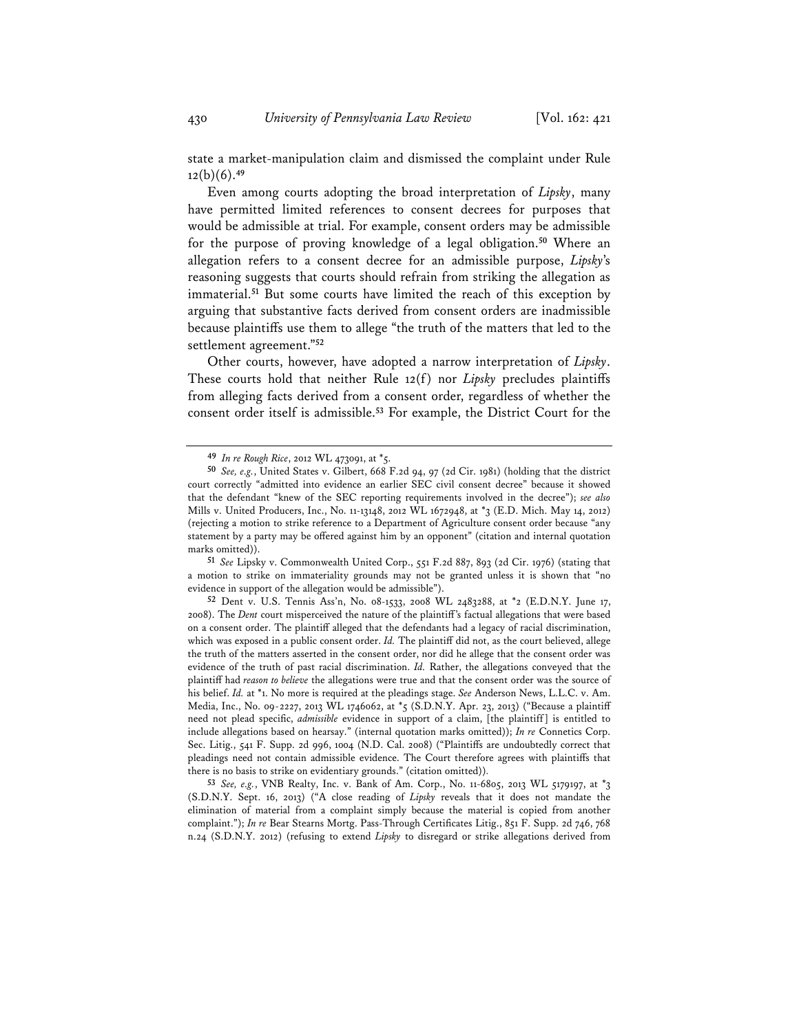state a market-manipulation claim and dismissed the complaint under Rule 12(b)(6).[49]

Even among courts adopting the broad interpretation of *Lipsky*, many have permitted limited references to consent decrees for purposes that would be admissible at trial. For example, consent orders may be admissible for the purpose of proving knowledge of a legal obligation.[50] Where an allegation refers to a consent decree for an admissible purpose, *Lipsky*'s reasoning suggests that courts should refrain from striking the allegation as immaterial.[51] But some courts have limited the reach of this exception by arguing that substantive facts derived from consent orders are inadmissible because plaintiffs use them to allege "the truth of the matters that led to the settlement agreement."[52]

Other courts, however, have adopted a narrow interpretation of *Lipsky*. These courts hold that neither Rule 12(f) nor *Lipsky* precludes plaintiffs from alleging facts derived from a consent order, regardless of whether the consent order itself is admissible.[53] For example, the District Court for the

---

[49] *In re Rough Rice*, 2012 WL 473091, at *5.

[50] *See, e.g.*, United States v. Gilbert, 668 F.2d 94, 97 (2d Cir. 1981) (holding that the district court correctly "admitted into evidence an earlier SEC civil consent decree" because it showed that the defendant "knew of the SEC reporting requirements involved in the decree"); *see also* Mills v. United Producers, Inc., No. 11-13148, 2012 WL 1672948, at *3 (E.D. Mich. May 14, 2012) (rejecting a motion to strike reference to a Department of Agriculture consent order because "any statement by a party may be offered against him by an opponent" (citation and internal quotation marks omitted)).

[51] *See* Lipsky v. Commonwealth United Corp., 551 F.2d 887, 893 (2d Cir. 1976) (stating that a motion to strike on immateriality grounds may not be granted unless it is shown that "no evidence in support of the allegation would be admissible").

[52] Dent v. U.S. Tennis Ass'n, No. 08-1533, 2008 WL 2483288, at *2 (E.D.N.Y. June 17, 2008). The *Dent* court misperceived the nature of the plaintiff's factual allegations that were based on a consent order. The plaintiff alleged that the defendants had a legacy of racial discrimination, which was exposed in a public consent order. *Id.* The plaintiff did not, as the court believed, allege the truth of the matters asserted in the consent order, nor did he allege that the consent order was evidence of the truth of past racial discrimination. *Id.* Rather, the allegations conveyed that the plaintiff had *reason to believe* the allegations were true and that the consent order was the source of his belief. *Id.* at *1. No more is required at the pleadings stage. *See* Anderson News, L.L.C. v. Am. Media, Inc., No. 09-2227, 2013 WL 1746062, at *5 (S.D.N.Y. Apr. 23, 2013) ("Because a plaintiff need not plead specific, *admissible* evidence in support of a claim, [the plaintiff] is entitled to include allegations based on hearsay." (internal quotation marks omitted)); *In re* Connetics Corp. Sec. Litig., 541 F. Supp. 2d 996, 1004 (N.D. Cal. 2008) ("Plaintiffs are undoubtedly correct that pleadings need not contain admissible evidence. The Court therefore agrees with plaintiffs that there is no basis to strike on evidentiary grounds." (citation omitted)).

[53] *See, e.g.*, VNB Realty, Inc. v. Bank of Am. Corp., No. 11-6805, 2013 WL 5179197, at *3 (S.D.N.Y. Sept. 16, 2013) ("A close reading of *Lipsky* reveals that it does not mandate the elimination of material from a complaint simply because the material is copied from another complaint."); *In re* Bear Stearns Mortg. Pass-Through Certificates Litig., 851 F. Supp. 2d 746, 768 n.24 (S.D.N.Y. 2012) (refusing to extend *Lipsky* to disregard or strike allegations derived from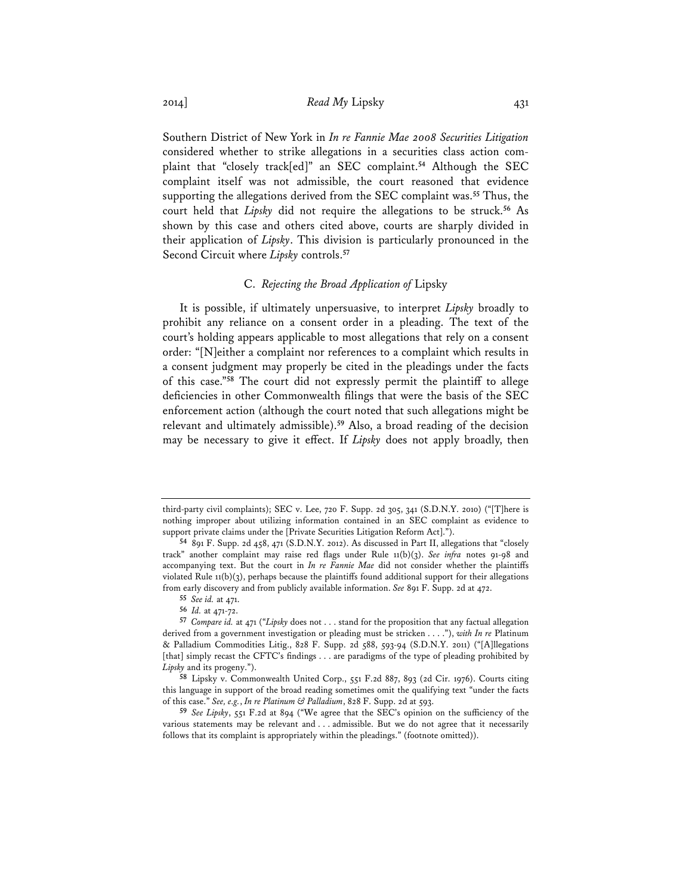Southern District of New York in *In re Fannie Mae 2008 Securities Litigation* considered whether to strike allegations in a securities class action complaint that "closely track[ed]" an SEC complaint.[54] Although the SEC complaint itself was not admissible, the court reasoned that evidence supporting the allegations derived from the SEC complaint was.[55] Thus, the court held that *Lipsky* did not require the allegations to be struck.[56] As shown by this case and others cited above, courts are sharply divided in their application of *Lipsky*. This division is particularly pronounced in the Second Circuit where *Lipsky* controls.[57]

### C. *Rejecting the Broad Application of* Lipsky

It is possible, if ultimately unpersuasive, to interpret *Lipsky* broadly to prohibit any reliance on a consent order in a pleading. The text of the court's holding appears applicable to most allegations that rely on a consent order: "[N]either a complaint nor references to a complaint which results in a consent judgment may properly be cited in the pleadings under the facts of this case."[58] The court did not expressly permit the plaintiff to allege deficiencies in other Commonwealth filings that were the basis of the SEC enforcement action (although the court noted that such allegations might be relevant and ultimately admissible).[59] Also, a broad reading of the decision may be necessary to give it effect. If *Lipsky* does not apply broadly, then

---

third-party civil complaints); SEC v. Lee, 720 F. Supp. 2d 305, 341 (S.D.N.Y. 2010) ("[T]here is nothing improper about utilizing information contained in an SEC complaint as evidence to support private claims under the [Private Securities Litigation Reform Act].").

[54] 891 F. Supp. 2d 458, 471 (S.D.N.Y. 2012). As discussed in Part II, allegations that "closely track" another complaint may raise red flags under Rule 11(b)(3). *See infra* notes 91-98 and accompanying text. But the court in *In re Fannie Mae* did not consider whether the plaintiffs violated Rule 11(b)(3), perhaps because the plaintiffs found additional support for their allegations from early discovery and from publicly available information. *See* 891 F. Supp. 2d at 472.

[55] *See id.* at 471.

[56] *Id.* at 471-72.

[57] *Compare id.* at 471 ("*Lipsky* does not . . . stand for the proposition that any factual allegation derived from a government investigation or pleading must be stricken . . . ."), *with In re* Platinum & Palladium Commodities Litig., 828 F. Supp. 2d 588, 593-94 (S.D.N.Y. 2011) ("[A]llegations [that] simply recast the CFTC's findings . . . are paradigms of the type of pleading prohibited by *Lipsky* and its progeny.").

[58] Lipsky v. Commonwealth United Corp., 551 F.2d 887, 893 (2d Cir. 1976). Courts citing this language in support of the broad reading sometimes omit the qualifying text "under the facts of this case." *See, e.g.*, *In re Platinum & Palladium*, 828 F. Supp. 2d at 593.

[59] *See Lipsky*, 551 F.2d at 894 ("We agree that the SEC's opinion on the sufficiency of the various statements may be relevant and . . . admissible. But we do not agree that it necessarily follows that its complaint is appropriately within the pleadings." (footnote omitted)).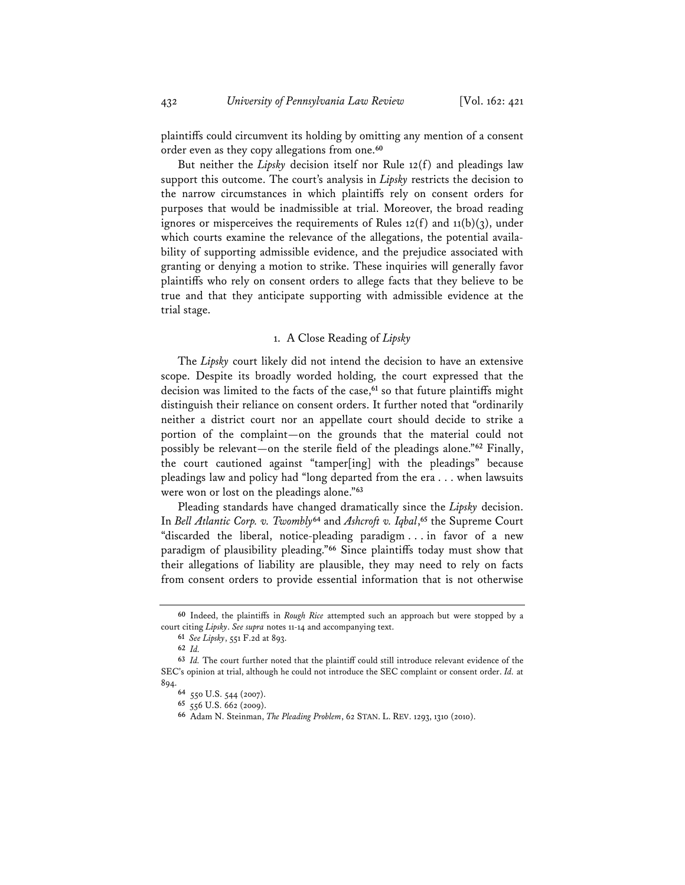plaintiffs could circumvent its holding by omitting any mention of a consent order even as they copy allegations from one.[60]

But neither the *Lipsky* decision itself nor Rule 12(f) and pleadings law support this outcome. The court's analysis in *Lipsky* restricts the decision to the narrow circumstances in which plaintiffs rely on consent orders for purposes that would be inadmissible at trial. Moreover, the broad reading ignores or misperceives the requirements of Rules 12(f) and 11(b)(3), under which courts examine the relevance of the allegations, the potential availability of supporting admissible evidence, and the prejudice associated with granting or denying a motion to strike. These inquiries will generally favor plaintiffs who rely on consent orders to allege facts that they believe to be true and that they anticipate supporting with admissible evidence at the trial stage.

### 1. A Close Reading of *Lipsky*

The *Lipsky* court likely did not intend the decision to have an extensive scope. Despite its broadly worded holding, the court expressed that the decision was limited to the facts of the case,[61] so that future plaintiffs might distinguish their reliance on consent orders. It further noted that "ordinarily neither a district court nor an appellate court should decide to strike a portion of the complaint—on the grounds that the material could not possibly be relevant—on the sterile field of the pleadings alone."[62] Finally, the court cautioned against "tamper[ing] with the pleadings" because pleadings law and policy had "long departed from the era . . . when lawsuits were won or lost on the pleadings alone."[63]

Pleading standards have changed dramatically since the *Lipsky* decision. In *Bell Atlantic Corp. v. Twombly*[64] and *Ashcroft v. Iqbal*,[65] the Supreme Court "discarded the liberal, notice-pleading paradigm . . . in favor of a new paradigm of plausibility pleading."[66] Since plaintiffs today must show that their allegations of liability are plausible, they may need to rely on facts from consent orders to provide essential information that is not otherwise

---

[60] Indeed, the plaintiffs in *Rough Rice* attempted such an approach but were stopped by a court citing *Lipsky*. *See supra* notes 11-14 and accompanying text.

[61] *See Lipsky*, 551 F.2d at 893.

[62] *Id.*

[63] *Id.* The court further noted that the plaintiff could still introduce relevant evidence of the SEC's opinion at trial, although he could not introduce the SEC complaint or consent order. *Id.* at 894.

[64] 550 U.S. 544 (2007).

[65] 556 U.S. 662 (2009).

[66] Adam N. Steinman, *The Pleading Problem*, 62 STAN. L. REV. 1293, 1310 (2010).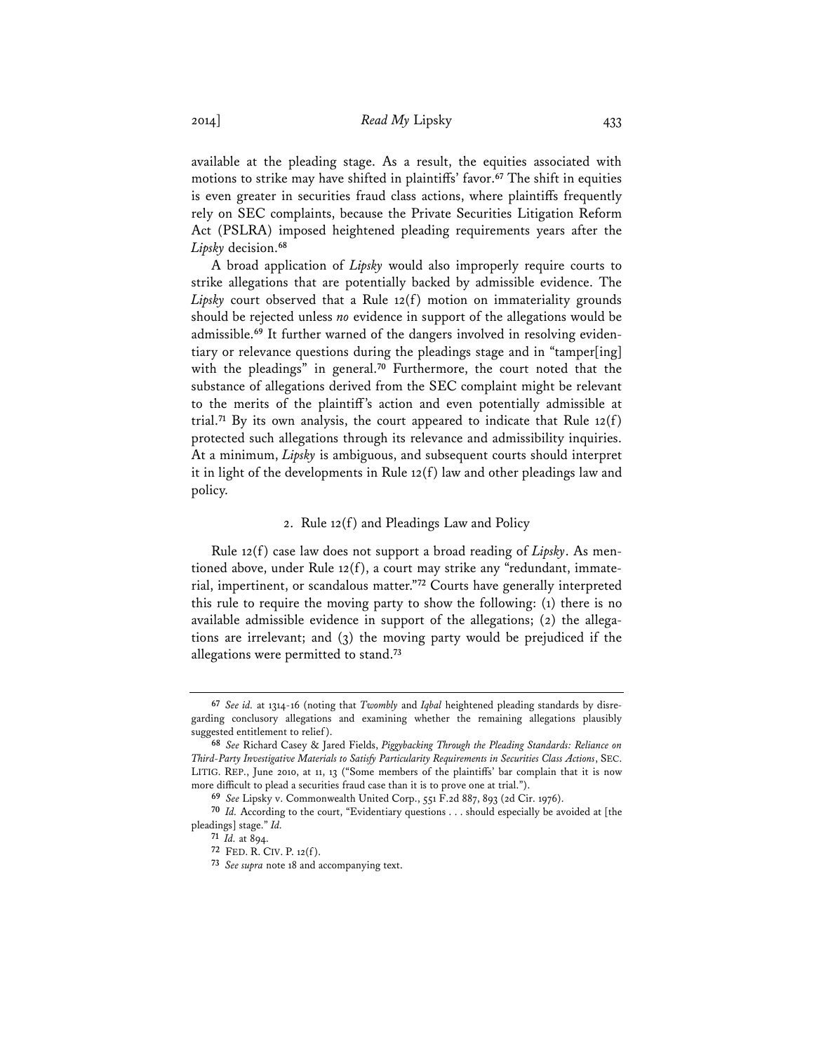available at the pleading stage. As a result, the equities associated with motions to strike may have shifted in plaintiffs' favor.[67] The shift in equities is even greater in securities fraud class actions, where plaintiffs frequently rely on SEC complaints, because the Private Securities Litigation Reform Act (PSLRA) imposed heightened pleading requirements years after the *Lipsky* decision.[68]

A broad application of *Lipsky* would also improperly require courts to strike allegations that are potentially backed by admissible evidence. The *Lipsky* court observed that a Rule 12(f) motion on immateriality grounds should be rejected unless *no* evidence in support of the allegations would be admissible.[69] It further warned of the dangers involved in resolving evidentiary or relevance questions during the pleadings stage and in "tamper[ing] with the pleadings" in general.[70] Furthermore, the court noted that the substance of allegations derived from the SEC complaint might be relevant to the merits of the plaintiff's action and even potentially admissible at trial.[71] By its own analysis, the court appeared to indicate that Rule 12(f) protected such allegations through its relevance and admissibility inquiries. At a minimum, *Lipsky* is ambiguous, and subsequent courts should interpret it in light of the developments in Rule 12(f) law and other pleadings law and policy.

### 2. Rule 12(f) and Pleadings Law and Policy

Rule 12(f) case law does not support a broad reading of *Lipsky*. As mentioned above, under Rule 12(f), a court may strike any "redundant, immaterial, impertinent, or scandalous matter."[72] Courts have generally interpreted this rule to require the moving party to show the following: (1) there is no available admissible evidence in support of the allegations; (2) the allegations are irrelevant; and (3) the moving party would be prejudiced if the allegations were permitted to stand.[73]

---

[67] *See id.* at 1314-16 (noting that *Twombly* and *Iqbal* heightened pleading standards by disregarding conclusory allegations and examining whether the remaining allegations plausibly suggested entitlement to relief).

[68] *See* Richard Casey & Jared Fields, *Piggybacking Through the Pleading Standards: Reliance on Third-Party Investigative Materials to Satisfy Particularity Requirements in Securities Class Actions*, SEC. LITIG. REP., June 2010, at 11, 13 ("Some members of the plaintiffs' bar complain that it is now more difficult to plead a securities fraud case than it is to prove one at trial.").

[69] *See* Lipsky v. Commonwealth United Corp., 551 F.2d 887, 893 (2d Cir. 1976).

[70] *Id.* According to the court, "Evidentiary questions . . . should especially be avoided at [the pleadings] stage." *Id.*

[71] *Id.* at 894.

[72] FED. R. CIV. P. 12(f).

[73] *See supra* note 18 and accompanying text.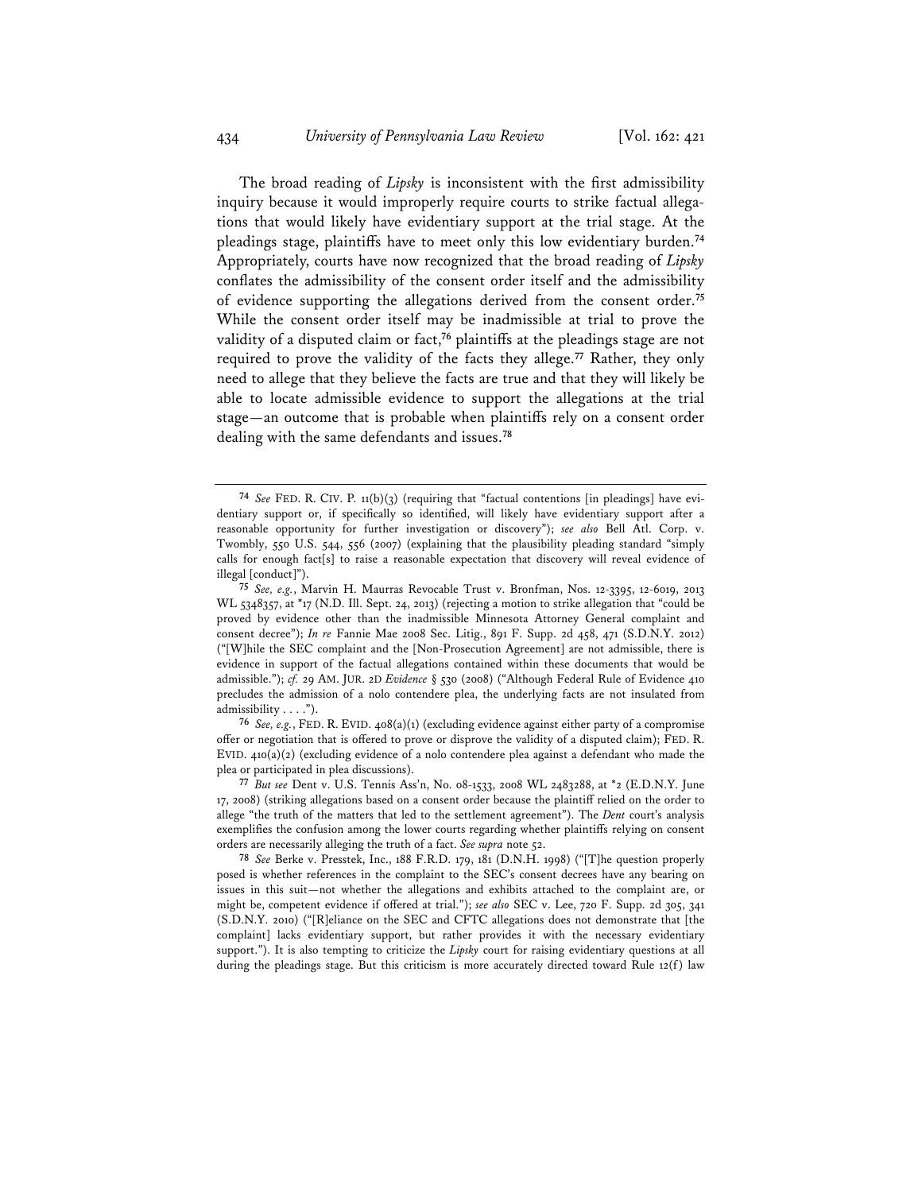The broad reading of *Lipsky* is inconsistent with the first admissibility inquiry because it would improperly require courts to strike factual allegations that would likely have evidentiary support at the trial stage. At the pleadings stage, plaintiffs have to meet only this low evidentiary burden.[74] Appropriately, courts have now recognized that the broad reading of *Lipsky* conflates the admissibility of the consent order itself and the admissibility of evidence supporting the allegations derived from the consent order.[75] While the consent order itself may be inadmissible at trial to prove the validity of a disputed claim or fact,[76] plaintiffs at the pleadings stage are not required to prove the validity of the facts they allege.[77] Rather, they only need to allege that they believe the facts are true and that they will likely be able to locate admissible evidence to support the allegations at the trial stage—an outcome that is probable when plaintiffs rely on a consent order dealing with the same defendants and issues.[78]

---

[74] *See* FED. R. CIV. P. 11(b)(3) (requiring that "factual contentions [in pleadings] have evidentiary support or, if specifically so identified, will likely have evidentiary support after a reasonable opportunity for further investigation or discovery"); *see also* Bell Atl. Corp. v. Twombly, 550 U.S. 544, 556 (2007) (explaining that the plausibility pleading standard "simply calls for enough fact[s] to raise a reasonable expectation that discovery will reveal evidence of illegal [conduct]").

[75] *See, e.g.*, Marvin H. Maurras Revocable Trust v. Bronfman, Nos. 12-3395, 12-6019, 2013 WL 5348357, at *17 (N.D. Ill. Sept. 24, 2013) (rejecting a motion to strike allegation that "could be proved by evidence other than the inadmissible Minnesota Attorney General complaint and consent decree"); *In re* Fannie Mae 2008 Sec. Litig., 891 F. Supp. 2d 458, 471 (S.D.N.Y. 2012) ("[W]hile the SEC complaint and the [Non-Prosecution Agreement] are not admissible, there is evidence in support of the factual allegations contained within these documents that would be admissible."); *cf.* 29 AM. JUR. 2D *Evidence* § 530 (2008) ("Although Federal Rule of Evidence 410 precludes the admission of a nolo contendere plea, the underlying facts are not insulated from admissibility . . . .").

[76] *See, e.g.*, FED. R. EVID. 408(a)(1) (excluding evidence against either party of a compromise offer or negotiation that is offered to prove or disprove the validity of a disputed claim); FED. R. EVID. 410(a)(2) (excluding evidence of a nolo contendere plea against a defendant who made the plea or participated in plea discussions).

[77] *But see* Dent v. U.S. Tennis Ass'n, No. 08-1533, 2008 WL 2483288, at *2 (E.D.N.Y. June 17, 2008) (striking allegations based on a consent order because the plaintiff relied on the order to allege "the truth of the matters that led to the settlement agreement"). The *Dent* court's analysis exemplifies the confusion among the lower courts regarding whether plaintiffs relying on consent orders are necessarily alleging the truth of a fact. *See supra* note 52.

[78] *See* Berke v. Presstek, Inc., 188 F.R.D. 179, 181 (D.N.H. 1998) ("[T]he question properly posed is whether references in the complaint to the SEC's consent decrees have any bearing on issues in this suit—not whether the allegations and exhibits attached to the complaint are, or might be, competent evidence if offered at trial."); *see also* SEC v. Lee, 720 F. Supp. 2d 305, 341 (S.D.N.Y. 2010) ("[R]eliance on the SEC and CFTC allegations does not demonstrate that [the complaint] lacks evidentiary support, but rather provides it with the necessary evidentiary support."). It is also tempting to criticize the *Lipsky* court for raising evidentiary questions at all during the pleadings stage. But this criticism is more accurately directed toward Rule 12(f) law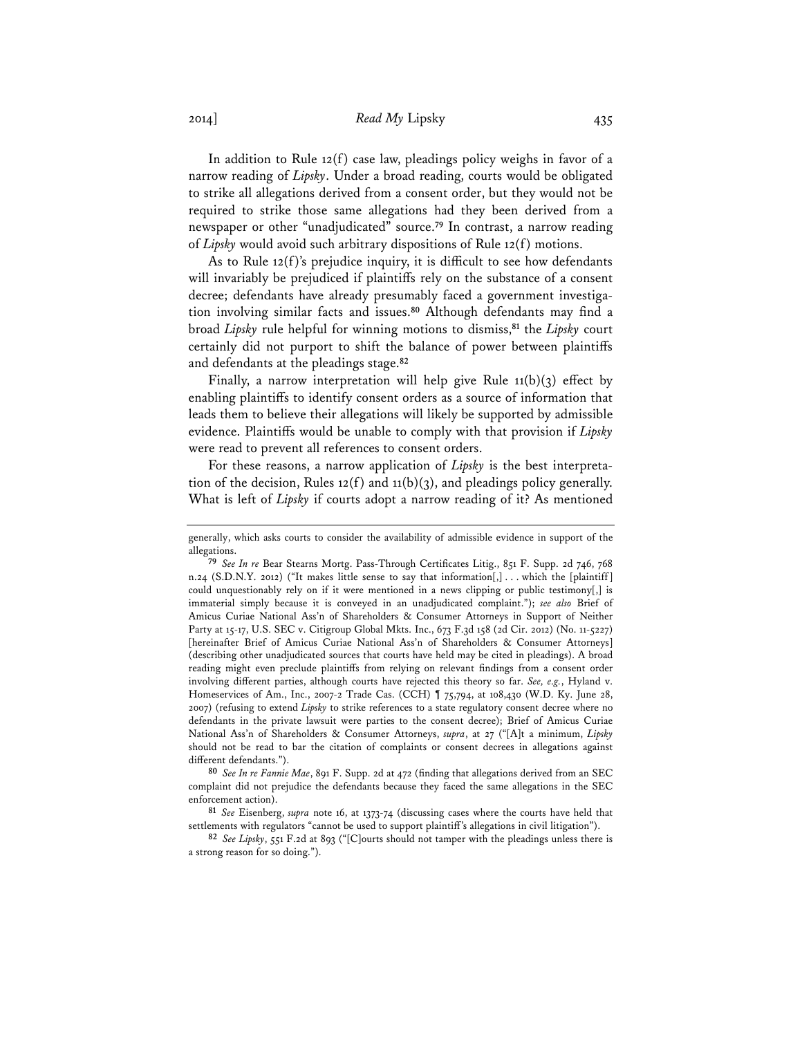In addition to Rule 12(f) case law, pleadings policy weighs in favor of a narrow reading of *Lipsky*. Under a broad reading, courts would be obligated to strike all allegations derived from a consent order, but they would not be required to strike those same allegations had they been derived from a newspaper or other "unadjudicated" source.[79] In contrast, a narrow reading of *Lipsky* would avoid such arbitrary dispositions of Rule 12(f) motions.

As to Rule 12(f)'s prejudice inquiry, it is difficult to see how defendants will invariably be prejudiced if plaintiffs rely on the substance of a consent decree; defendants have already presumably faced a government investigation involving similar facts and issues.[80] Although defendants may find a broad *Lipsky* rule helpful for winning motions to dismiss,[81] the *Lipsky* court certainly did not purport to shift the balance of power between plaintiffs and defendants at the pleadings stage.[82]

Finally, a narrow interpretation will help give Rule 11(b)(3) effect by enabling plaintiffs to identify consent orders as a source of information that leads them to believe their allegations will likely be supported by admissible evidence. Plaintiffs would be unable to comply with that provision if *Lipsky* were read to prevent all references to consent orders.

For these reasons, a narrow application of *Lipsky* is the best interpretation of the decision, Rules 12(f) and 11(b)(3), and pleadings policy generally. What is left of *Lipsky* if courts adopt a narrow reading of it? As mentioned

---

generally, which asks courts to consider the availability of admissible evidence in support of the allegations.

[79] *See In re* Bear Stearns Mortg. Pass-Through Certificates Litig., 851 F. Supp. 2d 746, 768 n.24 (S.D.N.Y. 2012) ("It makes little sense to say that information[,] . . . which the [plaintiff] could unquestionably rely on if it were mentioned in a news clipping or public testimony[,] is immaterial simply because it is conveyed in an unadjudicated complaint."); *see also* Brief of Amicus Curiae National Ass'n of Shareholders & Consumer Attorneys in Support of Neither Party at 15-17, U.S. SEC v. Citigroup Global Mkts. Inc., 673 F.3d 158 (2d Cir. 2012) (No. 11-5227) [hereinafter Brief of Amicus Curiae National Ass'n of Shareholders & Consumer Attorneys] (describing other unadjudicated sources that courts have held may be cited in pleadings). A broad reading might even preclude plaintiffs from relying on relevant findings from a consent order involving different parties, although courts have rejected this theory so far. *See, e.g.*, Hyland v. Homeservices of Am., Inc., 2007-2 Trade Cas. (CCH) ¶ 75,794, at 108,430 (W.D. Ky. June 28, 2007) (refusing to extend *Lipsky* to strike references to a state regulatory consent decree where no defendants in the private lawsuit were parties to the consent decree); Brief of Amicus Curiae National Ass'n of Shareholders & Consumer Attorneys, *supra*, at 27 ("[A]t a minimum, *Lipsky* should not be read to bar the citation of complaints or consent decrees in allegations against different defendants.").

[80] *See In re Fannie Mae*, 891 F. Supp. 2d at 472 (finding that allegations derived from an SEC complaint did not prejudice the defendants because they faced the same allegations in the SEC enforcement action).

[81] *See* Eisenberg, *supra* note 16, at 1373-74 (discussing cases where the courts have held that settlements with regulators "cannot be used to support plaintiff's allegations in civil litigation").

[82] *See Lipsky*, 551 F.2d at 893 ("[C]ourts should not tamper with the pleadings unless there is a strong reason for so doing.").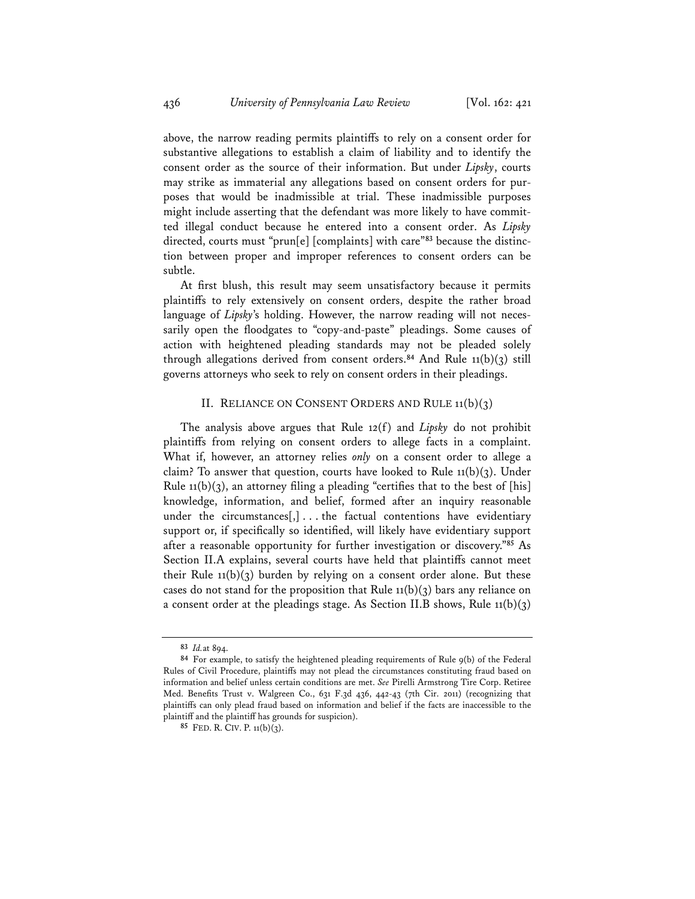above, the narrow reading permits plaintiffs to rely on a consent order for substantive allegations to establish a claim of liability and to identify the consent order as the source of their information. But under *Lipsky*, courts may strike as immaterial any allegations based on consent orders for purposes that would be inadmissible at trial. These inadmissible purposes might include asserting that the defendant was more likely to have committed illegal conduct because he entered into a consent order. As *Lipsky* directed, courts must "prun[e] [complaints] with care"[83] because the distinction between proper and improper references to consent orders can be subtle.

At first blush, this result may seem unsatisfactory because it permits plaintiffs to rely extensively on consent orders, despite the rather broad language of *Lipsky*'s holding. However, the narrow reading will not necessarily open the floodgates to "copy-and-paste" pleadings. Some causes of action with heightened pleading standards may not be pleaded solely through allegations derived from consent orders.[84] And Rule 11(b)(3) still governs attorneys who seek to rely on consent orders in their pleadings.

## II. RELIANCE ON CONSENT ORDERS AND RULE 11(b)(3)

The analysis above argues that Rule 12(f) and *Lipsky* do not prohibit plaintiffs from relying on consent orders to allege facts in a complaint. What if, however, an attorney relies *only* on a consent order to allege a claim? To answer that question, courts have looked to Rule 11(b)(3). Under Rule 11(b)(3), an attorney filing a pleading "certifies that to the best of [his] knowledge, information, and belief, formed after an inquiry reasonable under the circumstances[,] . . . the factual contentions have evidentiary support or, if specifically so identified, will likely have evidentiary support after a reasonable opportunity for further investigation or discovery."[85] As Section II.A explains, several courts have held that plaintiffs cannot meet their Rule 11(b)(3) burden by relying on a consent order alone. But these cases do not stand for the proposition that Rule 11(b)(3) bars any reliance on a consent order at the pleadings stage. As Section II.B shows, Rule 11(b)(3)

---

83 *Id.* at 894.

84 For example, to satisfy the heightened pleading requirements of Rule 9(b) of the Federal Rules of Civil Procedure, plaintiffs may not plead the circumstances constituting fraud based on information and belief unless certain conditions are met. *See* Pirelli Armstrong Tire Corp. Retiree Med. Benefits Trust v. Walgreen Co., 631 F.3d 436, 442-43 (7th Cir. 2011) (recognizing that plaintiffs can only plead fraud based on information and belief if the facts are inaccessible to the plaintiff and the plaintiff has grounds for suspicion).

85 FED. R. CIV. P. 11(b)(3).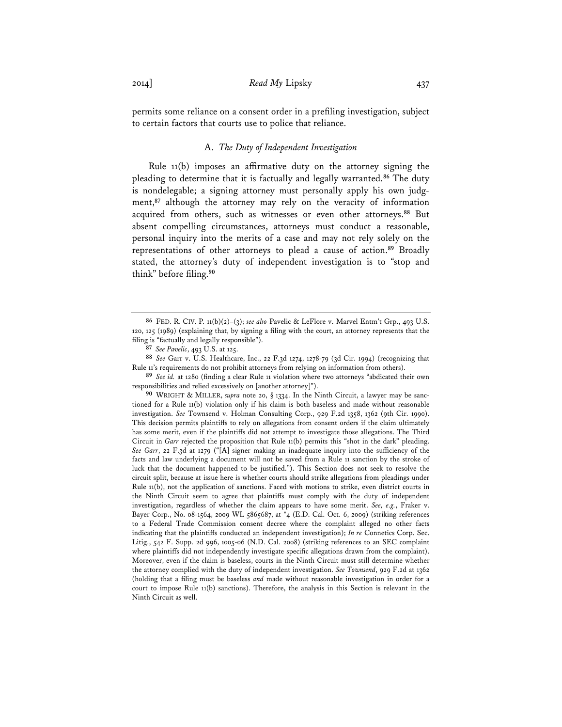permits some reliance on a consent order in a prefiling investigation, subject to certain factors that courts use to police that reliance.

### A. *The Duty of Independent Investigation*

Rule 11(b) imposes an affirmative duty on the attorney signing the pleading to determine that it is factually and legally warranted.[86] The duty is nondelegable; a signing attorney must personally apply his own judgment,[87] although the attorney may rely on the veracity of information acquired from others, such as witnesses or even other attorneys.[88] But absent compelling circumstances, attorneys must conduct a reasonable, personal inquiry into the merits of a case and may not rely solely on the representations of other attorneys to plead a cause of action.[89] Broadly stated, the attorney's duty of independent investigation is to "stop and think" before filing.[90]

---

[86] FED. R. CIV. P. 11(b)(2)–(3); *see also* Pavelic & LeFlore v. Marvel Entm't Grp., 493 U.S. 120, 125 (1989) (explaining that, by signing a filing with the court, an attorney represents that the filing is "factually and legally responsible").

[87] *See Pavelic*, 493 U.S. at 125.

[88] *See* Garr v. U.S. Healthcare, Inc., 22 F.3d 1274, 1278-79 (3d Cir. 1994) (recognizing that Rule 11's requirements do not prohibit attorneys from relying on information from others).

[89] *See id.* at 1280 (finding a clear Rule 11 violation where two attorneys "abdicated their own responsibilities and relied excessively on [another attorney]").

[90] WRIGHT & MILLER, *supra* note 20, § 1334. In the Ninth Circuit, a lawyer may be sanctioned for a Rule 11(b) violation only if his claim is both baseless and made without reasonable investigation. *See* Townsend v. Holman Consulting Corp., 929 F.2d 1358, 1362 (9th Cir. 1990). This decision permits plaintiffs to rely on allegations from consent orders if the claim ultimately has some merit, even if the plaintiffs did not attempt to investigate those allegations. The Third Circuit in *Garr* rejected the proposition that Rule 11(b) permits this "shot in the dark" pleading. *See Garr*, 22 F.3d at 1279 ("[A] signer making an inadequate inquiry into the sufficiency of the facts and law underlying a document will not be saved from a Rule 11 sanction by the stroke of luck that the document happened to be justified."). This Section does not seek to resolve the circuit split, because at issue here is whether courts should strike allegations from pleadings under Rule 11(b), not the application of sanctions. Faced with motions to strike, even district courts in the Ninth Circuit seem to agree that plaintiffs must comply with the duty of independent investigation, regardless of whether the claim appears to have some merit. *See, e.g.*, Fraker v. Bayer Corp., No. 08-1564, 2009 WL 5865687, at *4 (E.D. Cal. Oct. 6, 2009) (striking references to a Federal Trade Commission consent decree where the complaint alleged no other facts indicating that the plaintiffs conducted an independent investigation); *In re* Connetics Corp. Sec. Litig., 542 F. Supp. 2d 996, 1005-06 (N.D. Cal. 2008) (striking references to an SEC complaint where plaintiffs did not independently investigate specific allegations drawn from the complaint). Moreover, even if the claim is baseless, courts in the Ninth Circuit must still determine whether the attorney complied with the duty of independent investigation. *See Townsend*, 929 F.2d at 1362 (holding that a filing must be baseless *and* made without reasonable investigation in order for a court to impose Rule 11(b) sanctions). Therefore, the analysis in this Section is relevant in the Ninth Circuit as well.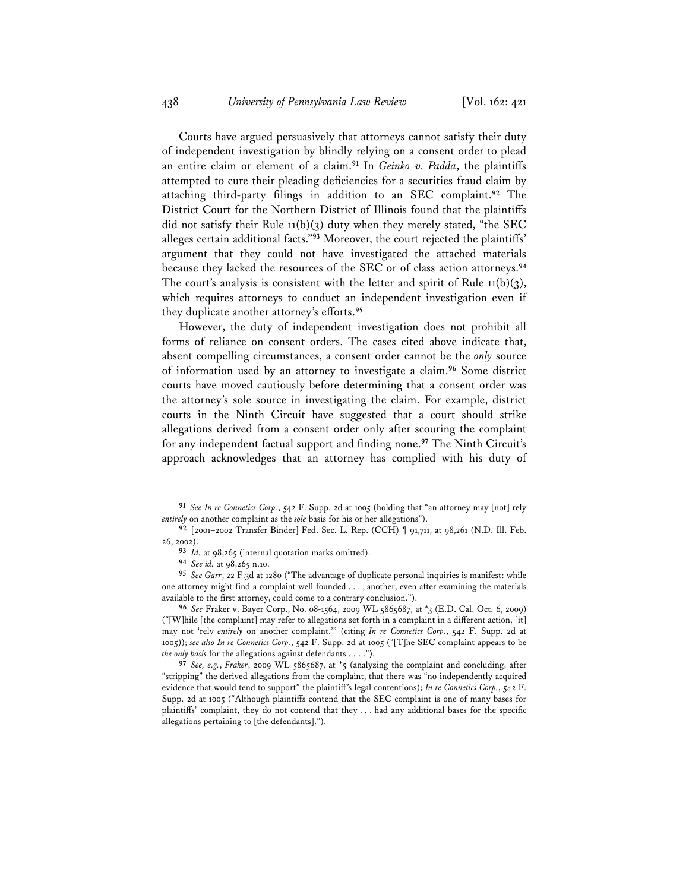Courts have argued persuasively that attorneys cannot satisfy their duty of independent investigation by blindly relying on a consent order to plead an entire claim or element of a claim.[91] In *Geinko v. Padda*, the plaintiffs attempted to cure their pleading deficiencies for a securities fraud claim by attaching third-party filings in addition to an SEC complaint.[92] The District Court for the Northern District of Illinois found that the plaintiffs did not satisfy their Rule 11(b)(3) duty when they merely stated, "the SEC alleges certain additional facts."[93] Moreover, the court rejected the plaintiffs' argument that they could not have investigated the attached materials because they lacked the resources of the SEC or of class action attorneys.[94] The court's analysis is consistent with the letter and spirit of Rule 11(b)(3), which requires attorneys to conduct an independent investigation even if they duplicate another attorney's efforts.[95]

However, the duty of independent investigation does not prohibit all forms of reliance on consent orders. The cases cited above indicate that, absent compelling circumstances, a consent order cannot be the *only* source of information used by an attorney to investigate a claim.[96] Some district courts have moved cautiously before determining that a consent order was the attorney's sole source in investigating the claim. For example, district courts in the Ninth Circuit have suggested that a court should strike allegations derived from a consent order only after scouring the complaint for any independent factual support and finding none.[97] The Ninth Circuit's approach acknowledges that an attorney has complied with his duty of

---

[91] *See In re Connetics Corp.*, 542 F. Supp. 2d at 1005 (holding that "an attorney may [not] rely *entirely* on another complaint as the *sole* basis for his or her allegations").

[92] [2001–2002 Transfer Binder] Fed. Sec. L. Rep. (CCH) ¶ 91,711, at 98,261 (N.D. Ill. Feb. 26, 2002).

[93] *Id.* at 98,265 (internal quotation marks omitted).

[94] *See id.* at 98,265 n.10.

[95] *See Garr*, 22 F.3d at 1280 ("The advantage of duplicate personal inquiries is manifest: while one attorney might find a complaint well founded . . . , another, even after examining the materials available to the first attorney, could come to a contrary conclusion.").

[96] *See* Fraker v. Bayer Corp., No. 08-1564, 2009 WL 5865687, at *3 (E.D. Cal. Oct. 6, 2009) ("[W]hile [the complaint] may refer to allegations set forth in a complaint in a different action, [it] may not 'rely *entirely* on another complaint.'" (citing *In re Connetics Corp.*, 542 F. Supp. 2d at 1005)); *see also In re Connetics Corp.*, 542 F. Supp. 2d at 1005 ("[T]he SEC complaint appears to be *the only basis* for the allegations against defendants . . . .").

[97] *See, e.g.*, *Fraker*, 2009 WL 5865687, at *5 (analyzing the complaint and concluding, after "stripping" the derived allegations from the complaint, that there was "no independently acquired evidence that would tend to support" the plaintiff's legal contentions); *In re Connetics Corp.*, 542 F. Supp. 2d at 1005 ("Although plaintiffs contend that the SEC complaint is one of many bases for plaintiffs' complaint, they do not contend that they . . . had any additional bases for the specific allegations pertaining to [the defendants].").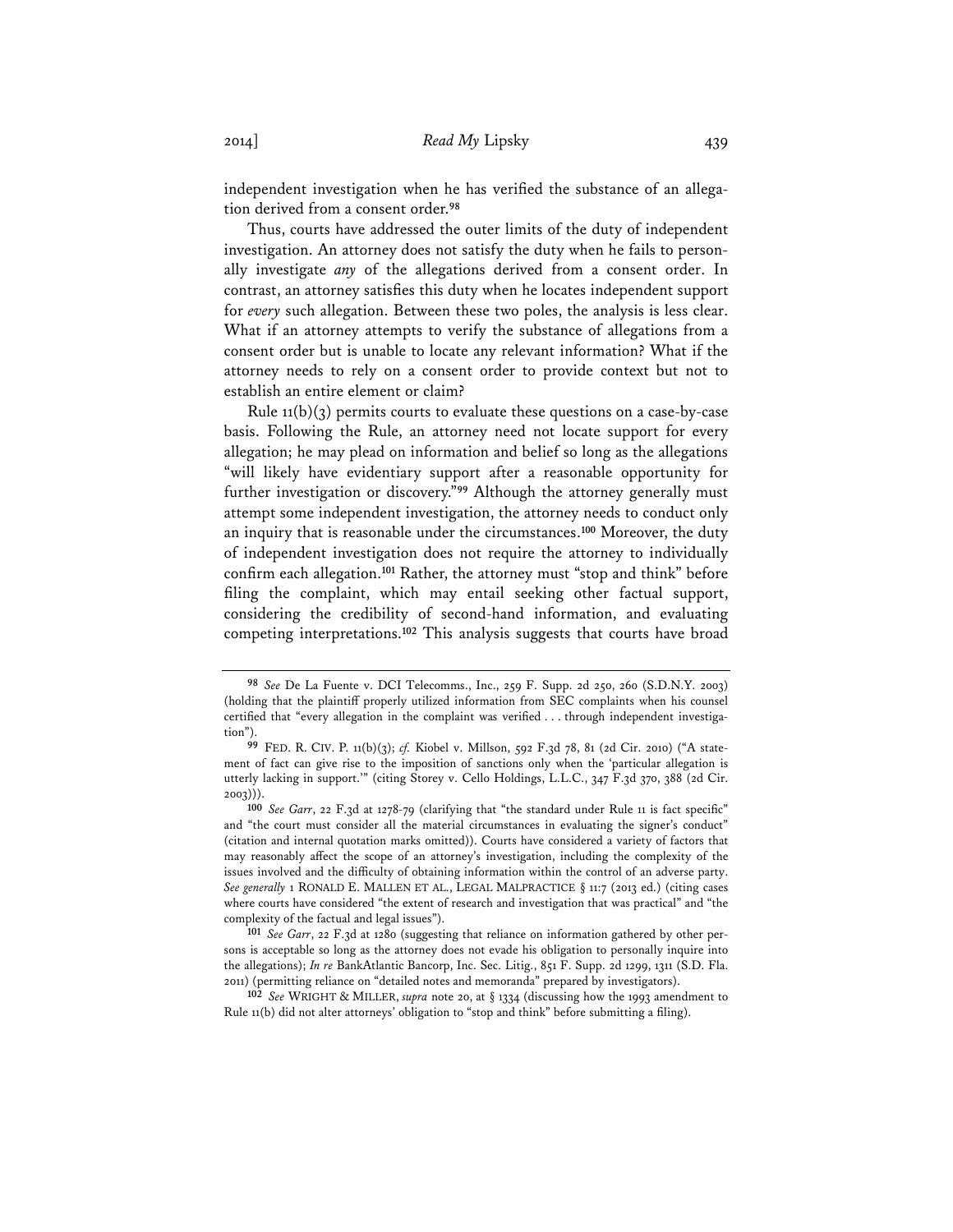independent investigation when he has verified the substance of an allegation derived from a consent order.[98]

Thus, courts have addressed the outer limits of the duty of independent investigation. An attorney does not satisfy the duty when he fails to personally investigate *any* of the allegations derived from a consent order. In contrast, an attorney satisfies this duty when he locates independent support for *every* such allegation. Between these two poles, the analysis is less clear. What if an attorney attempts to verify the substance of allegations from a consent order but is unable to locate any relevant information? What if the attorney needs to rely on a consent order to provide context but not to establish an entire element or claim?

Rule 11(b)(3) permits courts to evaluate these questions on a case-by-case basis. Following the Rule, an attorney need not locate support for every allegation; he may plead on information and belief so long as the allegations "will likely have evidentiary support after a reasonable opportunity for further investigation or discovery."[99] Although the attorney generally must attempt some independent investigation, the attorney needs to conduct only an inquiry that is reasonable under the circumstances.[100] Moreover, the duty of independent investigation does not require the attorney to individually confirm each allegation.[101] Rather, the attorney must "stop and think" before filing the complaint, which may entail seeking other factual support, considering the credibility of second-hand information, and evaluating competing interpretations.[102] This analysis suggests that courts have broad

---

[98] *See* De La Fuente v. DCI Telecomms., Inc., 259 F. Supp. 2d 250, 260 (S.D.N.Y. 2003) (holding that the plaintiff properly utilized information from SEC complaints when his counsel certified that "every allegation in the complaint was verified . . . through independent investigation").

[99] FED. R. CIV. P. 11(b)(3); *cf.* Kiobel v. Millson, 592 F.3d 78, 81 (2d Cir. 2010) ("A statement of fact can give rise to the imposition of sanctions only when the 'particular allegation is utterly lacking in support.'" (citing Storey v. Cello Holdings, L.L.C., 347 F.3d 370, 388 (2d Cir. 2003))).

[100] *See Garr*, 22 F.3d at 1278-79 (clarifying that "the standard under Rule 11 is fact specific" and "the court must consider all the material circumstances in evaluating the signer's conduct" (citation and internal quotation marks omitted)). Courts have considered a variety of factors that may reasonably affect the scope of an attorney's investigation, including the complexity of the issues involved and the difficulty of obtaining information within the control of an adverse party. *See generally* 1 RONALD E. MALLEN ET AL., LEGAL MALPRACTICE § 11:7 (2013 ed.) (citing cases where courts have considered "the extent of research and investigation that was practical" and "the complexity of the factual and legal issues").

[101] *See Garr*, 22 F.3d at 1280 (suggesting that reliance on information gathered by other persons is acceptable so long as the attorney does not evade his obligation to personally inquire into the allegations); *In re* BankAtlantic Bancorp, Inc. Sec. Litig., 851 F. Supp. 2d 1299, 1311 (S.D. Fla. 2011) (permitting reliance on "detailed notes and memoranda" prepared by investigators).

[102] *See* WRIGHT & MILLER, *supra* note 20, at § 1334 (discussing how the 1993 amendment to Rule 11(b) did not alter attorneys' obligation to "stop and think" before submitting a filing).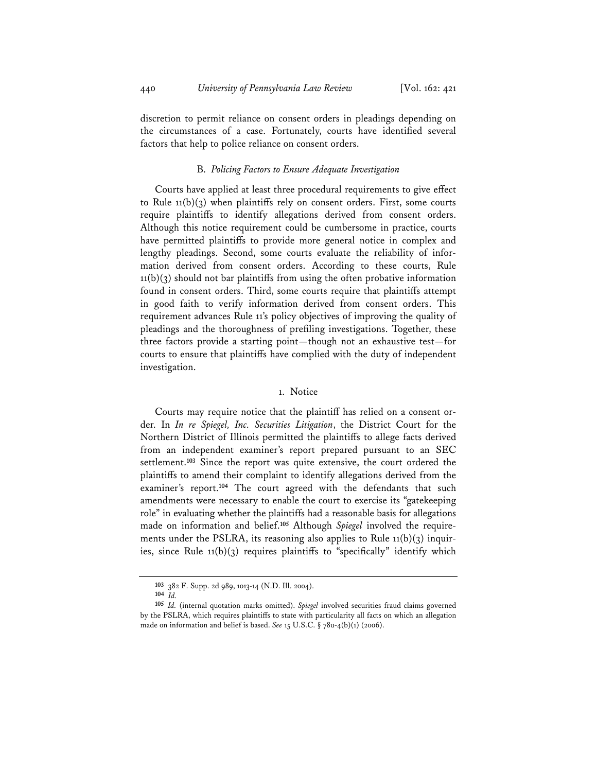discretion to permit reliance on consent orders in pleadings depending on the circumstances of a case. Fortunately, courts have identified several factors that help to police reliance on consent orders.

### B. *Policing Factors to Ensure Adequate Investigation*

Courts have applied at least three procedural requirements to give effect to Rule 11(b)(3) when plaintiffs rely on consent orders. First, some courts require plaintiffs to identify allegations derived from consent orders. Although this notice requirement could be cumbersome in practice, courts have permitted plaintiffs to provide more general notice in complex and lengthy pleadings. Second, some courts evaluate the reliability of information derived from consent orders. According to these courts, Rule 11(b)(3) should not bar plaintiffs from using the often probative information found in consent orders. Third, some courts require that plaintiffs attempt in good faith to verify information derived from consent orders. This requirement advances Rule 11's policy objectives of improving the quality of pleadings and the thoroughness of prefiling investigations. Together, these three factors provide a starting point—though not an exhaustive test—for courts to ensure that plaintiffs have complied with the duty of independent investigation.

#### 1. Notice

Courts may require notice that the plaintiff has relied on a consent order. In *In re Spiegel, Inc. Securities Litigation*, the District Court for the Northern District of Illinois permitted the plaintiffs to allege facts derived from an independent examiner's report prepared pursuant to an SEC settlement.[103] Since the report was quite extensive, the court ordered the plaintiffs to amend their complaint to identify allegations derived from the examiner's report.[104] The court agreed with the defendants that such amendments were necessary to enable the court to exercise its "gatekeeping role" in evaluating whether the plaintiffs had a reasonable basis for allegations made on information and belief.[105] Although *Spiegel* involved the requirements under the PSLRA, its reasoning also applies to Rule 11(b)(3) inquiries, since Rule 11(b)(3) requires plaintiffs to "specifically" identify which

---

[103] 382 F. Supp. 2d 989, 1013-14 (N.D. Ill. 2004).

[104] *Id.*

[105] *Id.* (internal quotation marks omitted). *Spiegel* involved securities fraud claims governed by the PSLRA, which requires plaintiffs to state with particularity all facts on which an allegation made on information and belief is based. *See* 15 U.S.C. § 78u-4(b)(1) (2006).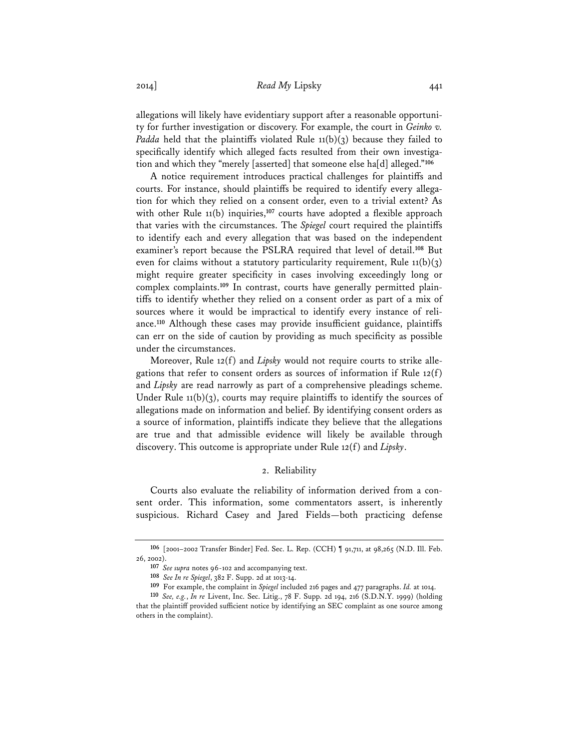allegations will likely have evidentiary support after a reasonable opportunity for further investigation or discovery. For example, the court in *Geinko v. Padda* held that the plaintiffs violated Rule 11(b)(3) because they failed to specifically identify which alleged facts resulted from their own investigation and which they "merely [asserted] that someone else ha[d] alleged."[106]

A notice requirement introduces practical challenges for plaintiffs and courts. For instance, should plaintiffs be required to identify every allegation for which they relied on a consent order, even to a trivial extent? As with other Rule 11(b) inquiries,[107] courts have adopted a flexible approach that varies with the circumstances. The *Spiegel* court required the plaintiffs to identify each and every allegation that was based on the independent examiner's report because the PSLRA required that level of detail.[108] But even for claims without a statutory particularity requirement, Rule 11(b)(3) might require greater specificity in cases involving exceedingly long or complex complaints.[109] In contrast, courts have generally permitted plaintiffs to identify whether they relied on a consent order as part of a mix of sources where it would be impractical to identify every instance of reliance.[110] Although these cases may provide insufficient guidance, plaintiffs can err on the side of caution by providing as much specificity as possible under the circumstances.

Moreover, Rule 12(f) and *Lipsky* would not require courts to strike allegations that refer to consent orders as sources of information if Rule 12(f) and *Lipsky* are read narrowly as part of a comprehensive pleadings scheme. Under Rule 11(b)(3), courts may require plaintiffs to identify the sources of allegations made on information and belief. By identifying consent orders as a source of information, plaintiffs indicate they believe that the allegations are true and that admissible evidence will likely be available through discovery. This outcome is appropriate under Rule 12(f) and *Lipsky*.

### 2. Reliability

Courts also evaluate the reliability of information derived from a consent order. This information, some commentators assert, is inherently suspicious. Richard Casey and Jared Fields—both practicing defense

---

106 [2001–2002 Transfer Binder] Fed. Sec. L. Rep. (CCH) ¶ 91,711, at 98,265 (N.D. Ill. Feb. 26, 2002).

107 *See supra* notes 96-102 and accompanying text.

108 *See In re Spiegel*, 382 F. Supp. 2d at 1013-14.

109 For example, the complaint in *Spiegel* included 216 pages and 477 paragraphs. *Id.* at 1014.

110 *See, e.g.*, *In re* Livent, Inc. Sec. Litig., 78 F. Supp. 2d 194, 216 (S.D.N.Y. 1999) (holding that the plaintiff provided sufficient notice by identifying an SEC complaint as one source among others in the complaint).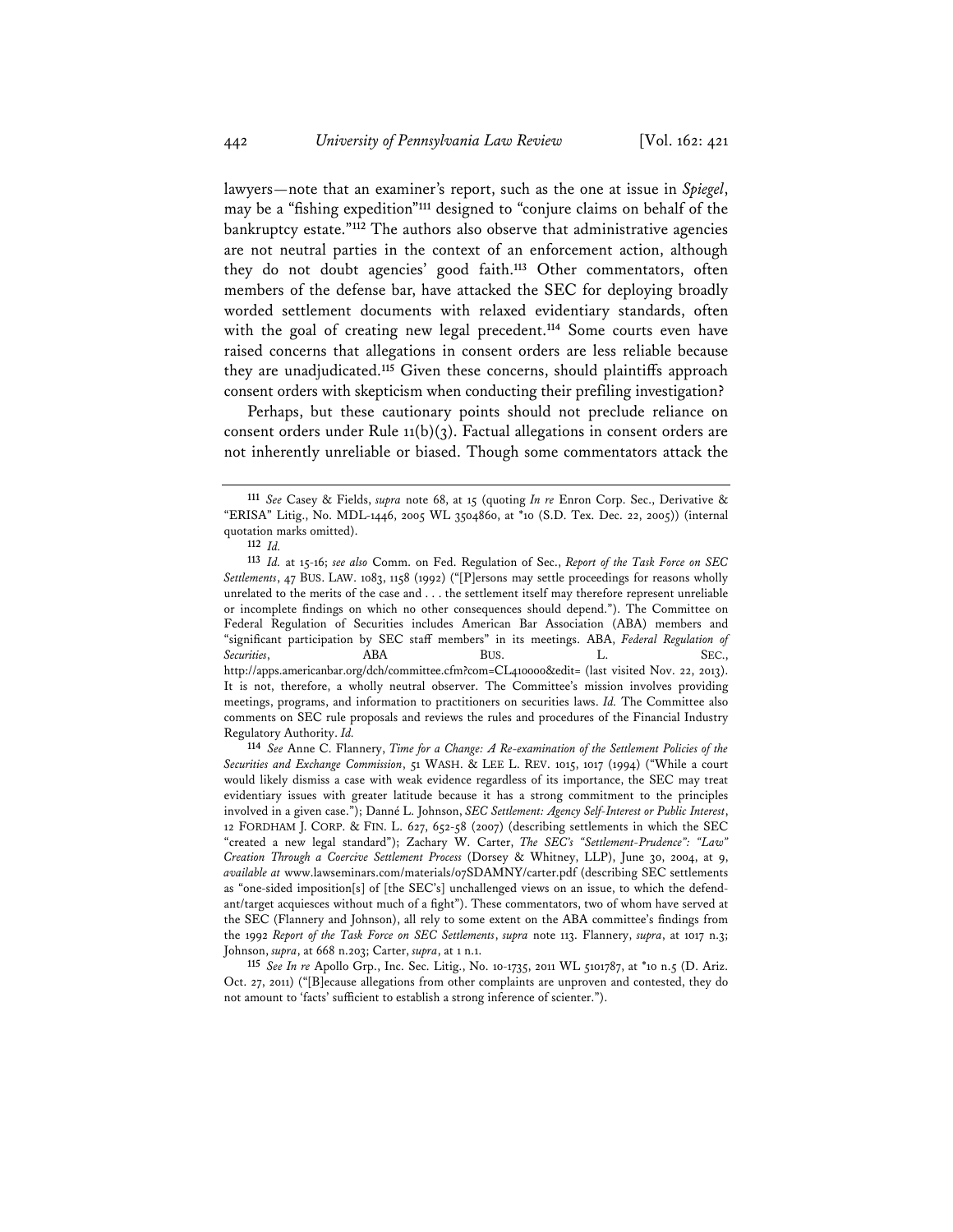lawyers—note that an examiner's report, such as the one at issue in *Spiegel*, may be a "fishing expedition"[111] designed to "conjure claims on behalf of the bankruptcy estate."[112] The authors also observe that administrative agencies are not neutral parties in the context of an enforcement action, although they do not doubt agencies' good faith.[113] Other commentators, often members of the defense bar, have attacked the SEC for deploying broadly worded settlement documents with relaxed evidentiary standards, often with the goal of creating new legal precedent.[114] Some courts even have raised concerns that allegations in consent orders are less reliable because they are unadjudicated.[115] Given these concerns, should plaintiffs approach consent orders with skepticism when conducting their prefiling investigation?

Perhaps, but these cautionary points should not preclude reliance on consent orders under Rule 11(b)(3). Factual allegations in consent orders are not inherently unreliable or biased. Though some commentators attack the

---

[111] *See* Casey & Fields, *supra* note 68, at 15 (quoting *In re* Enron Corp. Sec., Derivative & "ERISA" Litig., No. MDL-1446, 2005 WL 3504860, at *10 (S.D. Tex. Dec. 22, 2005)) (internal quotation marks omitted).

[112] *Id.*

[113] *Id.* at 15-16; *see also* Comm. on Fed. Regulation of Sec., *Report of the Task Force on SEC Settlements*, 47 BUS. LAW. 1083, 1158 (1992) ("[P]ersons may settle proceedings for reasons wholly unrelated to the merits of the case and . . . the settlement itself may therefore represent unreliable or incomplete findings on which no other consequences should depend."). The Committee on Federal Regulation of Securities includes American Bar Association (ABA) members and "significant participation by SEC staff members" in its meetings. ABA, *Federal Regulation of Securities*, ABA BUS. L. SEC., http://apps.americanbar.org/dch/committee.cfm?com=CL410000&edit= (last visited Nov. 22, 2013). It is not, therefore, a wholly neutral observer. The Committee's mission involves providing meetings, programs, and information to practitioners on securities laws. *Id.* The Committee also comments on SEC rule proposals and reviews the rules and procedures of the Financial Industry Regulatory Authority. *Id.*

[114] *See* Anne C. Flannery, *Time for a Change: A Re-examination of the Settlement Policies of the Securities and Exchange Commission*, 51 WASH. & LEE L. REV. 1015, 1017 (1994) ("While a court would likely dismiss a case with weak evidence regardless of its importance, the SEC may treat evidentiary issues with greater latitude because it has a strong commitment to the principles involved in a given case."); Danné L. Johnson, *SEC Settlement: Agency Self-Interest or Public Interest*, 12 FORDHAM J. CORP. & FIN. L. 627, 652-58 (2007) (describing settlements in which the SEC "created a new legal standard"); Zachary W. Carter, *The SEC's "Settlement-Prudence": "Law" Creation Through a Coercive Settlement Process* (Dorsey & Whitney, LLP), June 30, 2004, at 9, *available at* www.lawseminars.com/materials/07SDAMNY/carter.pdf (describing SEC settlements as "one-sided imposition[s] of [the SEC's] unchallenged views on an issue, to which the defendant/target acquiesces without much of a fight"). These commentators, two of whom have served at the SEC (Flannery and Johnson), all rely to some extent on the ABA committee's findings from the 1992 *Report of the Task Force on SEC Settlements*, *supra* note 113. Flannery, *supra*, at 1017 n.3; Johnson, *supra*, at 668 n.203; Carter, *supra*, at 1 n.1.

[115] *See In re* Apollo Grp., Inc. Sec. Litig., No. 10-1735, 2011 WL 5101787, at *10 n.5 (D. Ariz. Oct. 27, 2011) ("[B]ecause allegations from other complaints are unproven and contested, they do not amount to 'facts' sufficient to establish a strong inference of scienter.").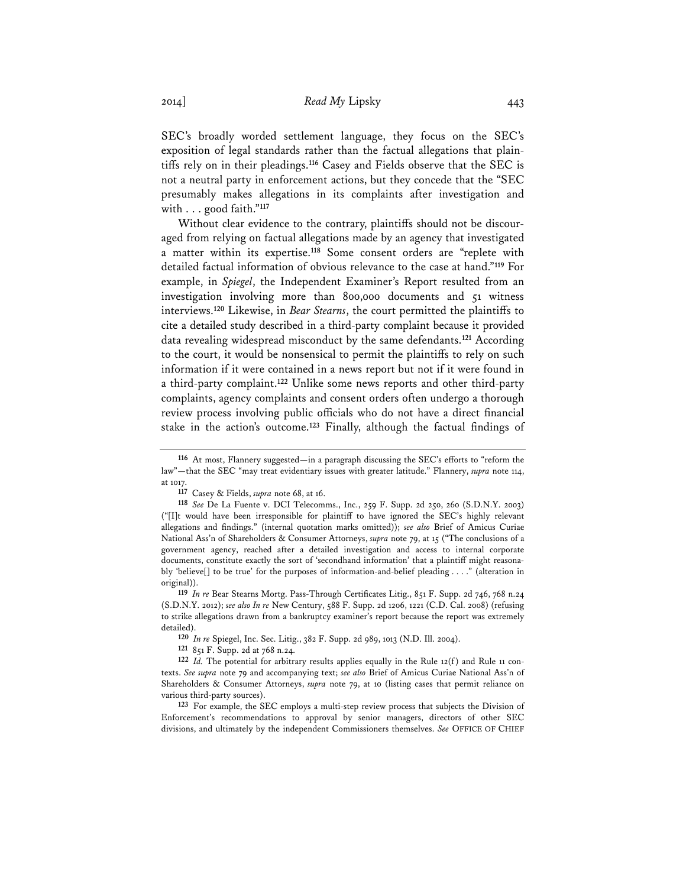SEC's broadly worded settlement language, they focus on the SEC's exposition of legal standards rather than the factual allegations that plaintiffs rely on in their pleadings.[116] Casey and Fields observe that the SEC is not a neutral party in enforcement actions, but they concede that the "SEC presumably makes allegations in its complaints after investigation and with . . . good faith."[117]

Without clear evidence to the contrary, plaintiffs should not be discouraged from relying on factual allegations made by an agency that investigated a matter within its expertise.[118] Some consent orders are "replete with detailed factual information of obvious relevance to the case at hand."[119] For example, in *Spiegel*, the Independent Examiner's Report resulted from an investigation involving more than 800,000 documents and 51 witness interviews.[120] Likewise, in *Bear Stearns*, the court permitted the plaintiffs to cite a detailed study described in a third-party complaint because it provided data revealing widespread misconduct by the same defendants.[121] According to the court, it would be nonsensical to permit the plaintiffs to rely on such information if it were contained in a news report but not if it were found in a third-party complaint.[122] Unlike some news reports and other third-party complaints, agency complaints and consent orders often undergo a thorough review process involving public officials who do not have a direct financial stake in the action's outcome.[123] Finally, although the factual findings of

---

[116] At most, Flannery suggested—in a paragraph discussing the SEC's efforts to "reform the law"—that the SEC "may treat evidentiary issues with greater latitude." Flannery, *supra* note 114, at 1017.

[117] Casey & Fields, *supra* note 68, at 16.

[118] *See* De La Fuente v. DCI Telecomms., Inc., 259 F. Supp. 2d 250, 260 (S.D.N.Y. 2003) ("[I]t would have been irresponsible for plaintiff to have ignored the SEC's highly relevant allegations and findings." (internal quotation marks omitted)); *see also* Brief of Amicus Curiae National Ass'n of Shareholders & Consumer Attorneys, *supra* note 79, at 15 ("The conclusions of a government agency, reached after a detailed investigation and access to internal corporate documents, constitute exactly the sort of 'secondhand information' that a plaintiff might reasonably 'believe[] to be true' for the purposes of information-and-belief pleading . . . ." (alteration in original)).

[119] *In re* Bear Stearns Mortg. Pass-Through Certificates Litig., 851 F. Supp. 2d 746, 768 n.24 (S.D.N.Y. 2012); *see also In re* New Century, 588 F. Supp. 2d 1206, 1221 (C.D. Cal. 2008) (refusing to strike allegations drawn from a bankruptcy examiner's report because the report was extremely detailed).

[120] *In re* Spiegel, Inc. Sec. Litig., 382 F. Supp. 2d 989, 1013 (N.D. Ill. 2004).

[121] 851 F. Supp. 2d at 768 n.24.

[122] *Id.* The potential for arbitrary results applies equally in the Rule 12(f) and Rule 11 contexts. *See supra* note 79 and accompanying text; *see also* Brief of Amicus Curiae National Ass'n of Shareholders & Consumer Attorneys, *supra* note 79, at 10 (listing cases that permit reliance on various third-party sources).

[123] For example, the SEC employs a multi-step review process that subjects the Division of Enforcement's recommendations to approval by senior managers, directors of other SEC divisions, and ultimately by the independent Commissioners themselves. *See* OFFICE OF CHIEF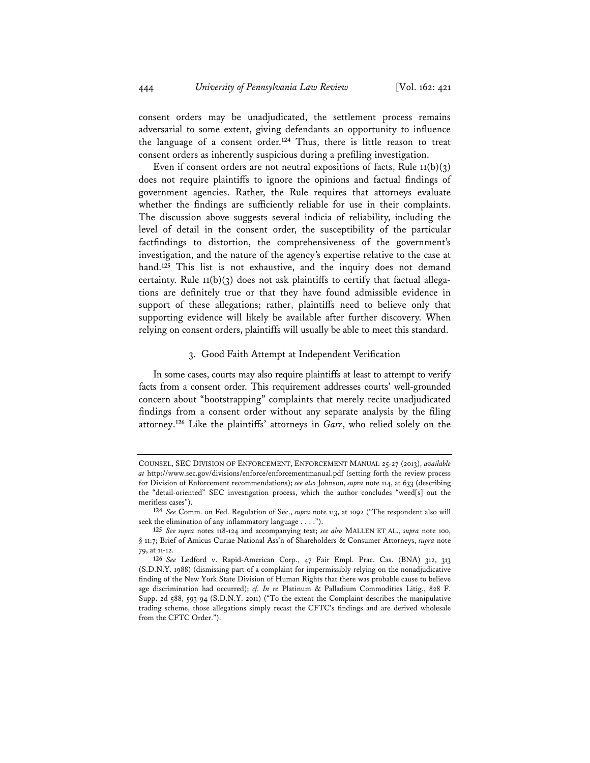consent orders may be unadjudicated, the settlement process remains adversarial to some extent, giving defendants an opportunity to influence the language of a consent order.[124] Thus, there is little reason to treat consent orders as inherently suspicious during a prefiling investigation.

Even if consent orders are not neutral expositions of facts, Rule 11(b)(3) does not require plaintiffs to ignore the opinions and factual findings of government agencies. Rather, the Rule requires that attorneys evaluate whether the findings are sufficiently reliable for use in their complaints. The discussion above suggests several indicia of reliability, including the level of detail in the consent order, the susceptibility of the particular factfindings to distortion, the comprehensiveness of the government's investigation, and the nature of the agency's expertise relative to the case at hand.[125] This list is not exhaustive, and the inquiry does not demand certainty. Rule 11(b)(3) does not ask plaintiffs to certify that factual allegations are definitely true or that they have found admissible evidence in support of these allegations; rather, plaintiffs need to believe only that supporting evidence will likely be available after further discovery. When relying on consent orders, plaintiffs will usually be able to meet this standard.

### 3. Good Faith Attempt at Independent Verification

In some cases, courts may also require plaintiffs at least to attempt to verify facts from a consent order. This requirement addresses courts' well-grounded concern about "bootstrapping" complaints that merely recite unadjudicated findings from a consent order without any separate analysis by the filing attorney.[126] Like the plaintiffs' attorneys in *Garr*, who relied solely on the

---

COUNSEL, SEC DIVISION OF ENFORCEMENT, ENFORCEMENT MANUAL 25-27 (2013), *available at* http://www.sec.gov/divisions/enforce/enforcementmanual.pdf (setting forth the review process for Division of Enforcement recommendations); *see also* Johnson, *supra* note 114, at 633 (describing the "detail-oriented" SEC investigation process, which the author concludes "weed[s] out the meritless cases").

[124] *See* Comm. on Fed. Regulation of Sec., *supra* note 113, at 1092 ("The respondent also will seek the elimination of any inflammatory language . . . .").

[125] *See supra* notes 118-124 and accompanying text; *see also* MALLEN ET AL., *supra* note 100, § 11:7; Brief of Amicus Curiae National Ass'n of Shareholders & Consumer Attorneys, *supra* note 79, at 11-12.

[126] *See* Ledford v. Rapid-American Corp., 47 Fair Empl. Prac. Cas. (BNA) 312, 313 (S.D.N.Y. 1988) (dismissing part of a complaint for impermissibly relying on the nonadjudicative finding of the New York State Division of Human Rights that there was probable cause to believe age discrimination had occurred); *cf. In re* Platinum & Palladium Commodities Litig., 828 F. Supp. 2d 588, 593-94 (S.D.N.Y. 2011) ("To the extent the Complaint describes the manipulative trading scheme, those allegations simply recast the CFTC's findings and are derived wholesale from the CFTC Order.").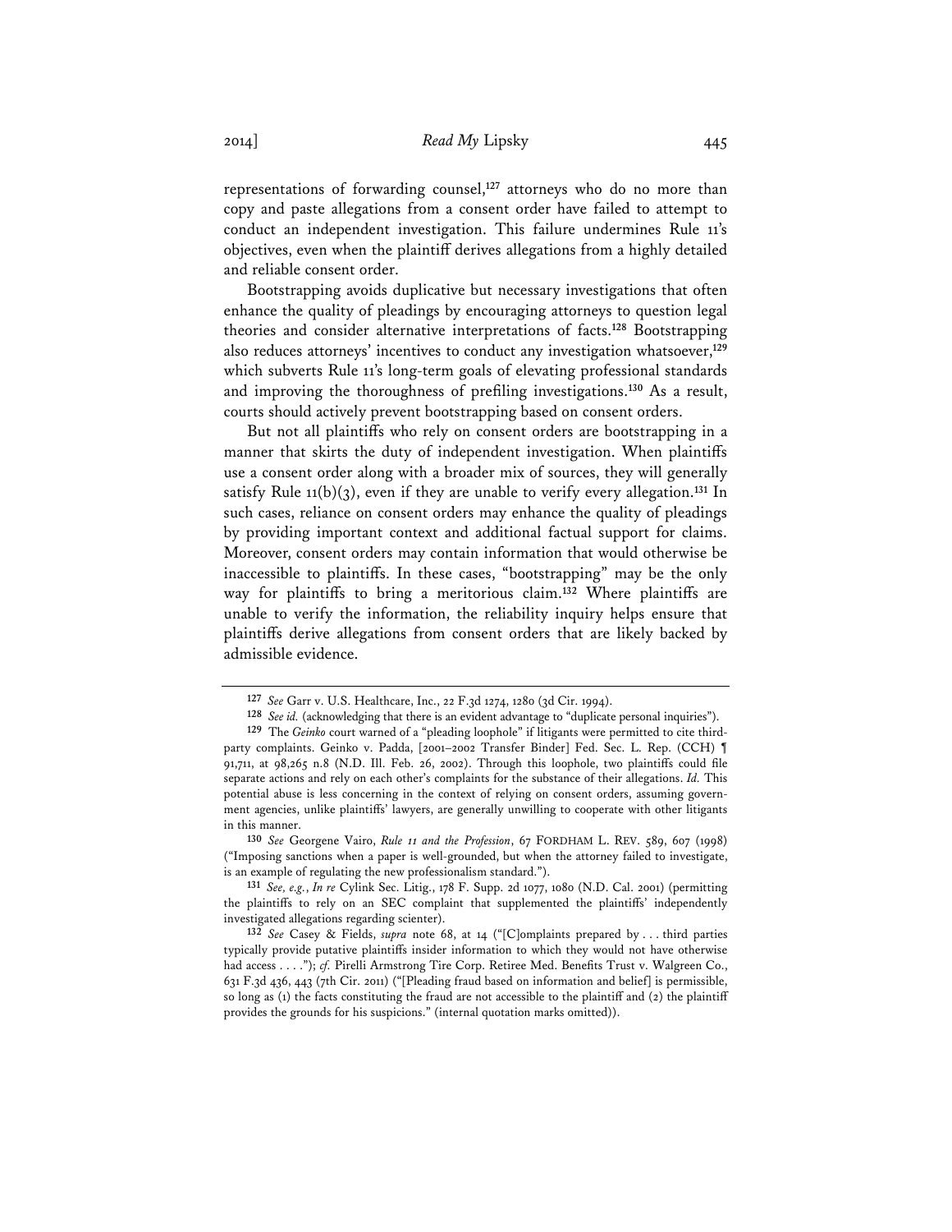representations of forwarding counsel,[127] attorneys who do no more than copy and paste allegations from a consent order have failed to attempt to conduct an independent investigation. This failure undermines Rule 11's objectives, even when the plaintiff derives allegations from a highly detailed and reliable consent order.

Bootstrapping avoids duplicative but necessary investigations that often enhance the quality of pleadings by encouraging attorneys to question legal theories and consider alternative interpretations of facts.[128] Bootstrapping also reduces attorneys' incentives to conduct any investigation whatsoever,[129] which subverts Rule 11's long-term goals of elevating professional standards and improving the thoroughness of prefiling investigations.[130] As a result, courts should actively prevent bootstrapping based on consent orders.

But not all plaintiffs who rely on consent orders are bootstrapping in a manner that skirts the duty of independent investigation. When plaintiffs use a consent order along with a broader mix of sources, they will generally satisfy Rule 11(b)(3), even if they are unable to verify every allegation.[131] In such cases, reliance on consent orders may enhance the quality of pleadings by providing important context and additional factual support for claims. Moreover, consent orders may contain information that would otherwise be inaccessible to plaintiffs. In these cases, "bootstrapping" may be the only way for plaintiffs to bring a meritorious claim.[132] Where plaintiffs are unable to verify the information, the reliability inquiry helps ensure that plaintiffs derive allegations from consent orders that are likely backed by admissible evidence.

---

[127] *See* Garr v. U.S. Healthcare, Inc., 22 F.3d 1274, 1280 (3d Cir. 1994).

[128] *See id.* (acknowledging that there is an evident advantage to "duplicate personal inquiries").

[129] The *Geinko* court warned of a "pleading loophole" if litigants were permitted to cite third-party complaints. Geinko v. Padda, [2001–2002 Transfer Binder] Fed. Sec. L. Rep. (CCH) ¶ 91,711, at 98,265 n.8 (N.D. Ill. Feb. 26, 2002). Through this loophole, two plaintiffs could file separate actions and rely on each other's complaints for the substance of their allegations. *Id.* This potential abuse is less concerning in the context of relying on consent orders, assuming government agencies, unlike plaintiffs' lawyers, are generally unwilling to cooperate with other litigants in this manner.

[130] *See* Georgene Vairo, *Rule 11 and the Profession*, 67 FORDHAM L. REV. 589, 607 (1998) ("Imposing sanctions when a paper is well-grounded, but when the attorney failed to investigate, is an example of regulating the new professionalism standard.").

[131] *See, e.g.*, *In re* Cylink Sec. Litig., 178 F. Supp. 2d 1077, 1080 (N.D. Cal. 2001) (permitting the plaintiffs to rely on an SEC complaint that supplemented the plaintiffs' independently investigated allegations regarding scienter).

[132] *See* Casey & Fields, *supra* note 68, at 14 ("[C]omplaints prepared by . . . third parties typically provide putative plaintiffs insider information to which they would not have otherwise had access . . . ."); *cf.* Pirelli Armstrong Tire Corp. Retiree Med. Benefits Trust v. Walgreen Co., 631 F.3d 436, 443 (7th Cir. 2011) ("[Pleading fraud based on information and belief] is permissible, so long as (1) the facts constituting the fraud are not accessible to the plaintiff and (2) the plaintiff provides the grounds for his suspicions." (internal quotation marks omitted)).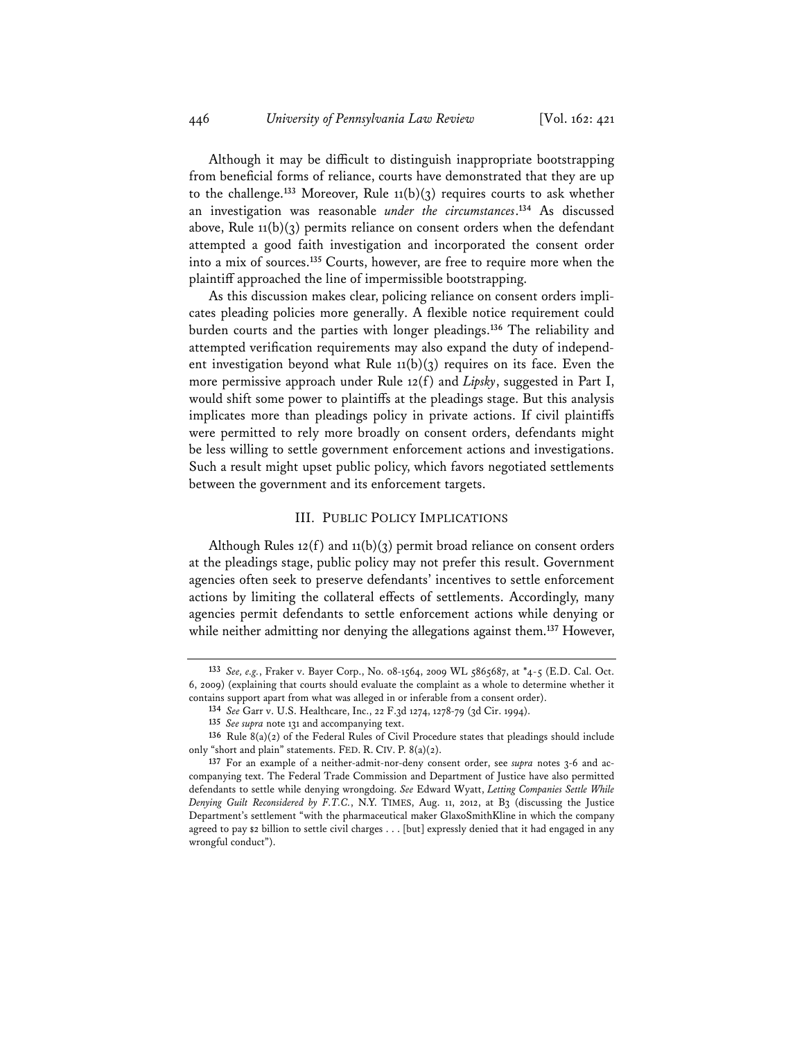Although it may be difficult to distinguish inappropriate bootstrapping from beneficial forms of reliance, courts have demonstrated that they are up to the challenge.[133] Moreover, Rule 11(b)(3) requires courts to ask whether an investigation was reasonable *under the circumstances*.[134] As discussed above, Rule 11(b)(3) permits reliance on consent orders when the defendant attempted a good faith investigation and incorporated the consent order into a mix of sources.[135] Courts, however, are free to require more when the plaintiff approached the line of impermissible bootstrapping.

As this discussion makes clear, policing reliance on consent orders implicates pleading policies more generally. A flexible notice requirement could burden courts and the parties with longer pleadings.[136] The reliability and attempted verification requirements may also expand the duty of independent investigation beyond what Rule 11(b)(3) requires on its face. Even the more permissive approach under Rule 12(f) and *Lipsky*, suggested in Part I, would shift some power to plaintiffs at the pleadings stage. But this analysis implicates more than pleadings policy in private actions. If civil plaintiffs were permitted to rely more broadly on consent orders, defendants might be less willing to settle government enforcement actions and investigations. Such a result might upset public policy, which favors negotiated settlements between the government and its enforcement targets.

## III. Public Policy Implications

Although Rules 12(f) and 11(b)(3) permit broad reliance on consent orders at the pleadings stage, public policy may not prefer this result. Government agencies often seek to preserve defendants' incentives to settle enforcement actions by limiting the collateral effects of settlements. Accordingly, many agencies permit defendants to settle enforcement actions while denying or while neither admitting nor denying the allegations against them.[137] However,

---

[133] *See, e.g.*, Fraker v. Bayer Corp., No. 08-1564, 2009 WL 5865687, at *4-5 (E.D. Cal. Oct. 6, 2009) (explaining that courts should evaluate the complaint as a whole to determine whether it contains support apart from what was alleged in or inferable from a consent order).

[134] *See* Garr v. U.S. Healthcare, Inc., 22 F.3d 1274, 1278-79 (3d Cir. 1994).

[135] *See supra* note 131 and accompanying text.

[136] Rule 8(a)(2) of the Federal Rules of Civil Procedure states that pleadings should include only "short and plain" statements. FED. R. CIV. P. 8(a)(2).

[137] For an example of a neither-admit-nor-deny consent order, see *supra* notes 3-6 and accompanying text. The Federal Trade Commission and Department of Justice have also permitted defendants to settle while denying wrongdoing. *See* Edward Wyatt, *Letting Companies Settle While Denying Guilt Reconsidered by F.T.C.*, N.Y. TIMES, Aug. 11, 2012, at B3 (discussing the Justice Department's settlement "with the pharmaceutical maker GlaxoSmithKline in which the company agreed to pay $2 billion to settle civil charges . . . [but] expressly denied that it had engaged in any wrongful conduct").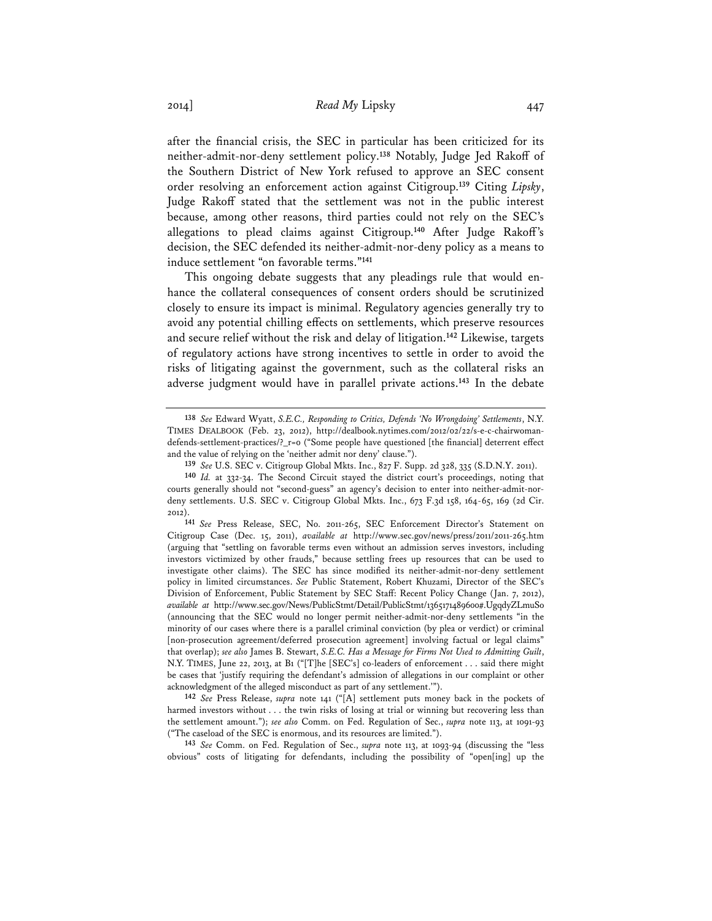after the financial crisis, the SEC in particular has been criticized for its neither-admit-nor-deny settlement policy.[138] Notably, Judge Jed Rakoff of the Southern District of New York refused to approve an SEC consent order resolving an enforcement action against Citigroup.[139] Citing *Lipsky*, Judge Rakoff stated that the settlement was not in the public interest because, among other reasons, third parties could not rely on the SEC's allegations to plead claims against Citigroup.[140] After Judge Rakoff's decision, the SEC defended its neither-admit-nor-deny policy as a means to induce settlement "on favorable terms."[141]

This ongoing debate suggests that any pleadings rule that would enhance the collateral consequences of consent orders should be scrutinized closely to ensure its impact is minimal. Regulatory agencies generally try to avoid any potential chilling effects on settlements, which preserve resources and secure relief without the risk and delay of litigation.[142] Likewise, targets of regulatory actions have strong incentives to settle in order to avoid the risks of litigating against the government, such as the collateral risks an adverse judgment would have in parallel private actions.[143] In the debate

---

[138] *See* Edward Wyatt, *S.E.C., Responding to Critics, Defends 'No Wrongdoing' Settlements*, N.Y. TIMES DEALBOOK (Feb. 23, 2012), http://dealbook.nytimes.com/2012/02/22/s-e-c-chairwoman-defends-settlement-practices/?_r=0 ("Some people have questioned [the financial] deterrent effect and the value of relying on the 'neither admit nor deny' clause.").

[139] *See* U.S. SEC v. Citigroup Global Mkts. Inc., 827 F. Supp. 2d 328, 335 (S.D.N.Y. 2011).

[140] *Id.* at 332-34. The Second Circuit stayed the district court's proceedings, noting that courts generally should not "second-guess" an agency's decision to enter into neither-admit-nor-deny settlements. U.S. SEC v. Citigroup Global Mkts. Inc., 673 F.3d 158, 164-65, 169 (2d Cir. 2012).

[141] *See* Press Release, SEC, No. 2011-265, SEC Enforcement Director's Statement on Citigroup Case (Dec. 15, 2011), *available at* http://www.sec.gov/news/press/2011/2011-265.htm (arguing that "settling on favorable terms even without an admission serves investors, including investors victimized by other frauds," because settling frees up resources that can be used to investigate other claims). The SEC has since modified its neither-admit-nor-deny settlement policy in limited circumstances. *See* Public Statement, Robert Khuzami, Director of the SEC's Division of Enforcement, Public Statement by SEC Staff: Recent Policy Change (Jan. 7, 2012), *available at* http://www.sec.gov/News/PublicStmt/Detail/PublicStmt/1365171489600#.UgqdyZLmuSo (announcing that the SEC would no longer permit neither-admit-nor-deny settlements "in the minority of our cases where there is a parallel criminal conviction (by plea or verdict) or criminal [non-prosecution agreement/deferred prosecution agreement] involving factual or legal claims" that overlap); *see also* James B. Stewart, *S.E.C. Has a Message for Firms Not Used to Admitting Guilt*, N.Y. TIMES, June 22, 2013, at B1 ("[T]he [SEC's] co-leaders of enforcement . . . said there might be cases that 'justify requiring the defendant's admission of allegations in our complaint or other acknowledgment of the alleged misconduct as part of any settlement.'").

[142] *See* Press Release, *supra* note 141 ("[A] settlement puts money back in the pockets of harmed investors without . . . the twin risks of losing at trial or winning but recovering less than the settlement amount."); *see also* Comm. on Fed. Regulation of Sec., *supra* note 113, at 1091-93 ("The caseload of the SEC is enormous, and its resources are limited.").

[143] *See* Comm. on Fed. Regulation of Sec., *supra* note 113, at 1093-94 (discussing the "less obvious" costs of litigating for defendants, including the possibility of "open[ing] up the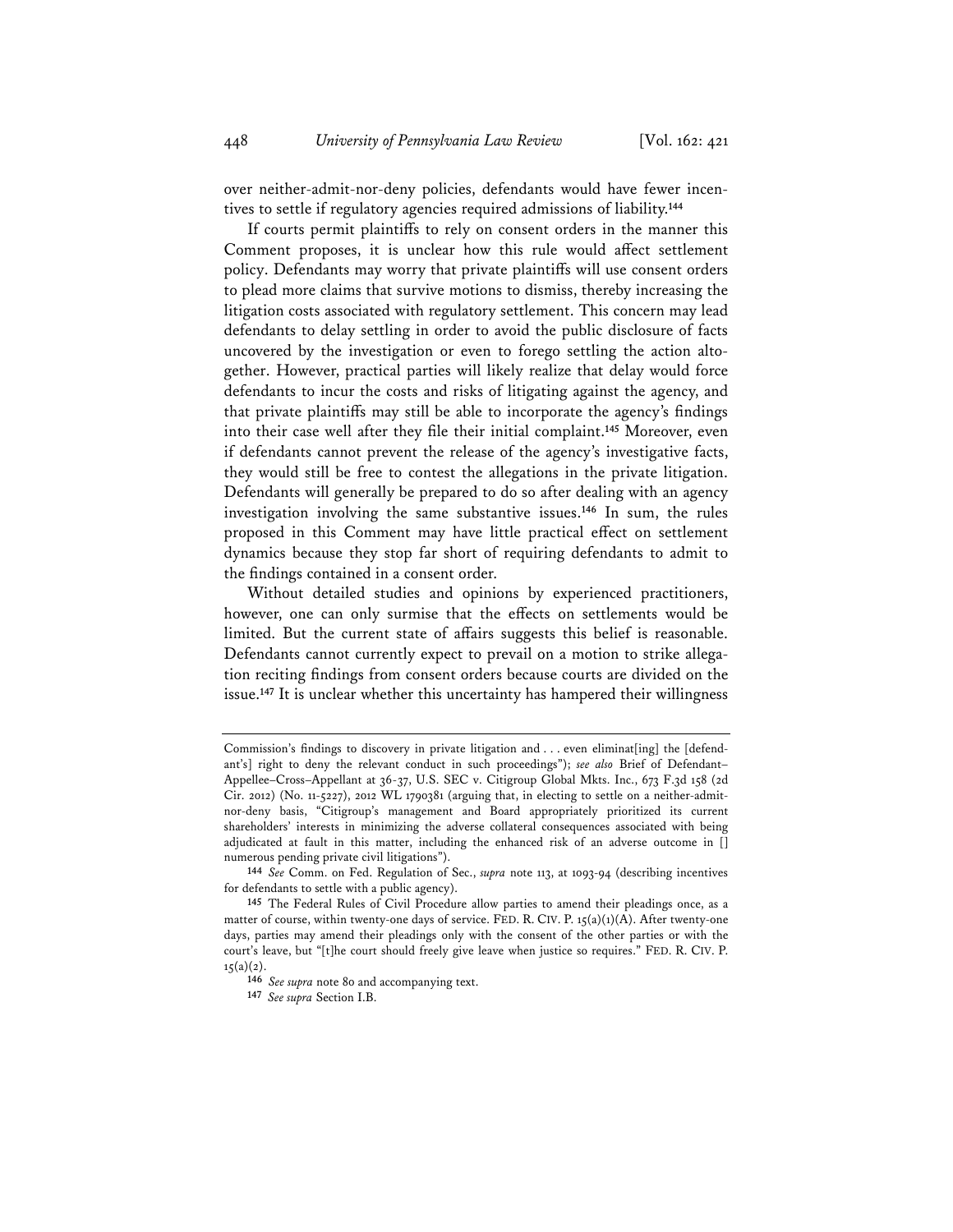over neither-admit-nor-deny policies, defendants would have fewer incentives to settle if regulatory agencies required admissions of liability.[144]

If courts permit plaintiffs to rely on consent orders in the manner this Comment proposes, it is unclear how this rule would affect settlement policy. Defendants may worry that private plaintiffs will use consent orders to plead more claims that survive motions to dismiss, thereby increasing the litigation costs associated with regulatory settlement. This concern may lead defendants to delay settling in order to avoid the public disclosure of facts uncovered by the investigation or even to forego settling the action altogether. However, practical parties will likely realize that delay would force defendants to incur the costs and risks of litigating against the agency, and that private plaintiffs may still be able to incorporate the agency's findings into their case well after they file their initial complaint.[145] Moreover, even if defendants cannot prevent the release of the agency's investigative facts, they would still be free to contest the allegations in the private litigation. Defendants will generally be prepared to do so after dealing with an agency investigation involving the same substantive issues.[146] In sum, the rules proposed in this Comment may have little practical effect on settlement dynamics because they stop far short of requiring defendants to admit to the findings contained in a consent order.

Without detailed studies and opinions by experienced practitioners, however, one can only surmise that the effects on settlements would be limited. But the current state of affairs suggests this belief is reasonable. Defendants cannot currently expect to prevail on a motion to strike allegation reciting findings from consent orders because courts are divided on the issue.[147] It is unclear whether this uncertainty has hampered their willingness

---

Commission's findings to discovery in private litigation and . . . even eliminat[ing] the [defendant's] right to deny the relevant conduct in such proceedings"); *see also* Brief of Defendant–Appellee–Cross–Appellant at 36-37, U.S. SEC v. Citigroup Global Mkts. Inc., 673 F.3d 158 (2d Cir. 2012) (No. 11-5227), 2012 WL 1790381 (arguing that, in electing to settle on a neither-admit-nor-deny basis, "Citigroup's management and Board appropriately prioritized its current shareholders' interests in minimizing the adverse collateral consequences associated with being adjudicated at fault in this matter, including the enhanced risk of an adverse outcome in [] numerous pending private civil litigations").

144 *See* Comm. on Fed. Regulation of Sec., *supra* note 113, at 1093-94 (describing incentives for defendants to settle with a public agency).

145 The Federal Rules of Civil Procedure allow parties to amend their pleadings once, as a matter of course, within twenty-one days of service. FED. R. CIV. P. 15(a)(1)(A). After twenty-one days, parties may amend their pleadings only with the consent of the other parties or with the court's leave, but "[t]he court should freely give leave when justice so requires." FED. R. CIV. P. 15(a)(2).

146 *See supra* note 80 and accompanying text.

147 *See supra* Section I.B.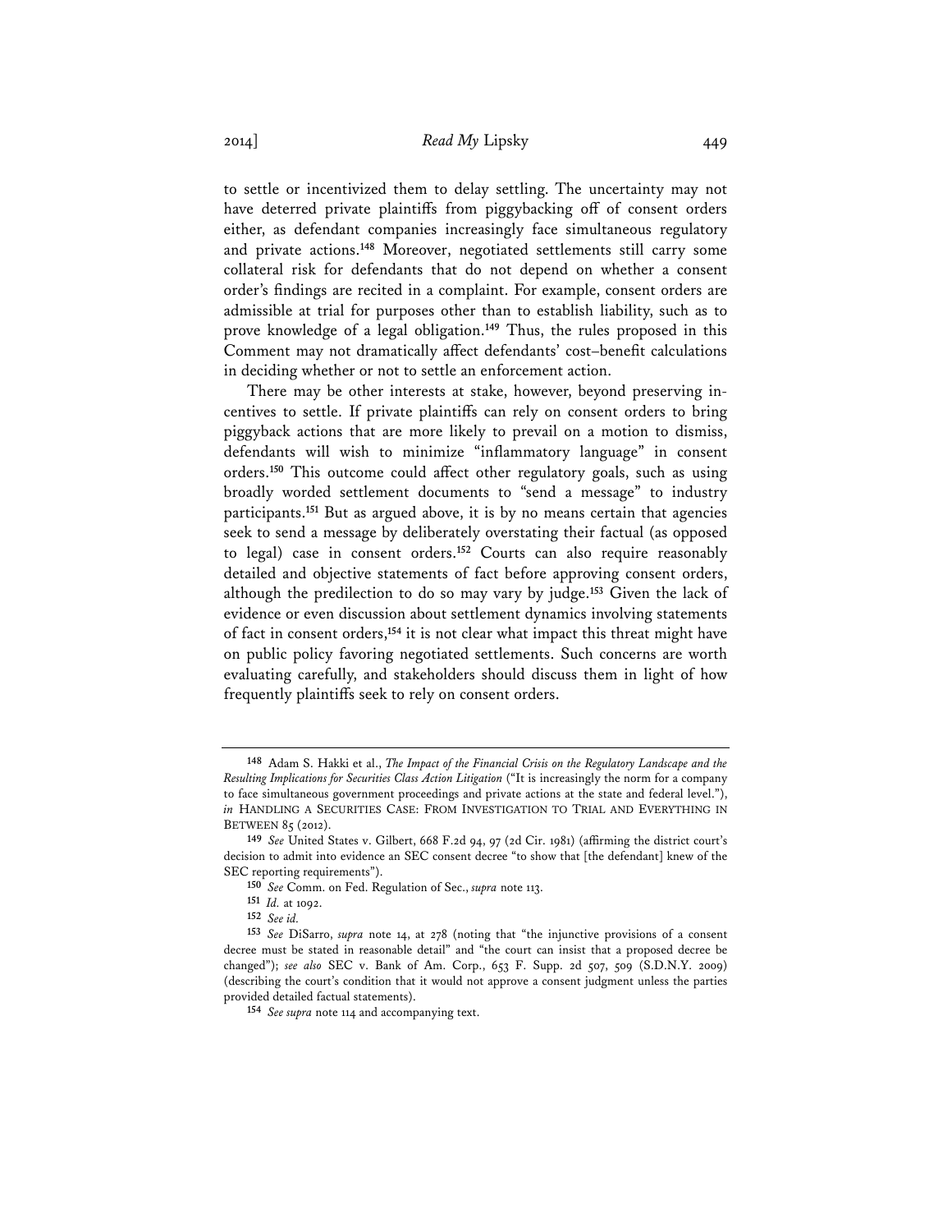to settle or incentivized them to delay settling. The uncertainty may not have deterred private plaintiffs from piggybacking off of consent orders either, as defendant companies increasingly face simultaneous regulatory and private actions.[148] Moreover, negotiated settlements still carry some collateral risk for defendants that do not depend on whether a consent order's findings are recited in a complaint. For example, consent orders are admissible at trial for purposes other than to establish liability, such as to prove knowledge of a legal obligation.[149] Thus, the rules proposed in this Comment may not dramatically affect defendants' cost–benefit calculations in deciding whether or not to settle an enforcement action.

There may be other interests at stake, however, beyond preserving incentives to settle. If private plaintiffs can rely on consent orders to bring piggyback actions that are more likely to prevail on a motion to dismiss, defendants will wish to minimize "inflammatory language" in consent orders.[150] This outcome could affect other regulatory goals, such as using broadly worded settlement documents to "send a message" to industry participants.[151] But as argued above, it is by no means certain that agencies seek to send a message by deliberately overstating their factual (as opposed to legal) case in consent orders.[152] Courts can also require reasonably detailed and objective statements of fact before approving consent orders, although the predilection to do so may vary by judge.[153] Given the lack of evidence or even discussion about settlement dynamics involving statements of fact in consent orders,[154] it is not clear what impact this threat might have on public policy favoring negotiated settlements. Such concerns are worth evaluating carefully, and stakeholders should discuss them in light of how frequently plaintiffs seek to rely on consent orders.

---

[148] Adam S. Hakki et al., *The Impact of the Financial Crisis on the Regulatory Landscape and the Resulting Implications for Securities Class Action Litigation* ("It is increasingly the norm for a company to face simultaneous government proceedings and private actions at the state and federal level."), *in* HANDLING A SECURITIES CASE: FROM INVESTIGATION TO TRIAL AND EVERYTHING IN BETWEEN 85 (2012).

[149] *See* United States v. Gilbert, 668 F.2d 94, 97 (2d Cir. 1981) (affirming the district court's decision to admit into evidence an SEC consent decree "to show that [the defendant] knew of the SEC reporting requirements").

[150] *See* Comm. on Fed. Regulation of Sec., *supra* note 113.

[151] *Id.* at 1092.

[152] *See id.*

[153] *See* DiSarro, *supra* note 14, at 278 (noting that "the injunctive provisions of a consent decree must be stated in reasonable detail" and "the court can insist that a proposed decree be changed"); *see also* SEC v. Bank of Am. Corp., 653 F. Supp. 2d 507, 509 (S.D.N.Y. 2009) (describing the court's condition that it would not approve a consent judgment unless the parties provided detailed factual statements).

[154] *See supra* note 114 and accompanying text.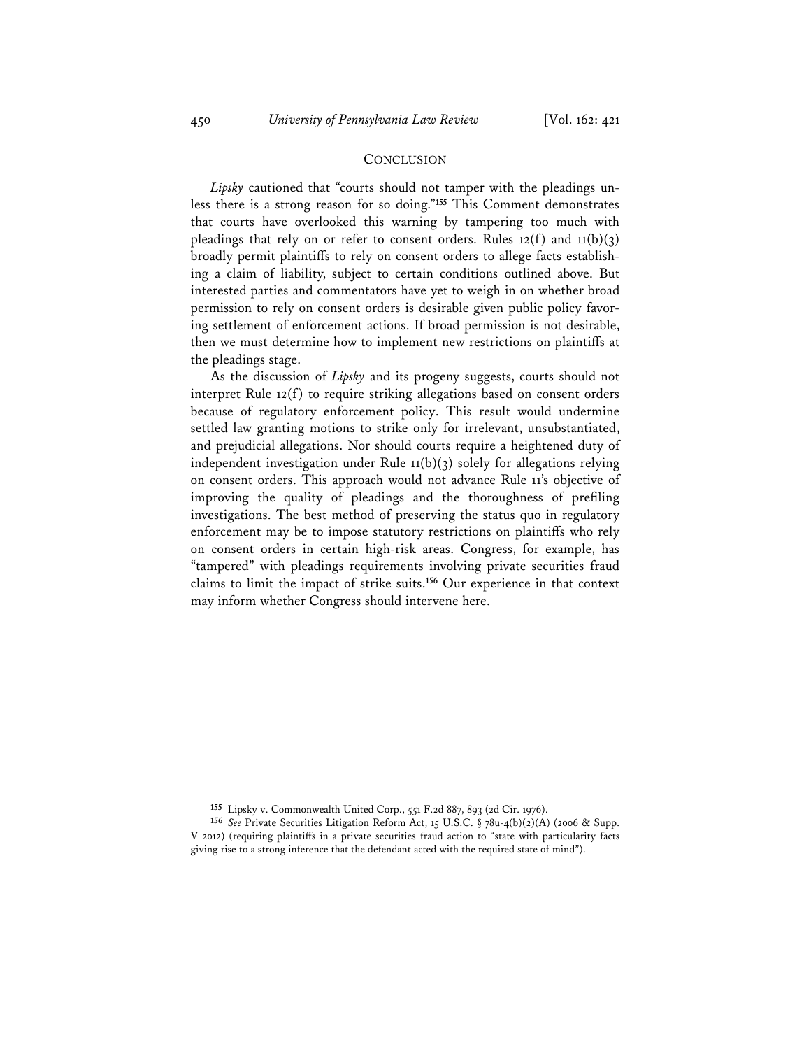## CONCLUSION

*Lipsky* cautioned that "courts should not tamper with the pleadings unless there is a strong reason for so doing."[155] This Comment demonstrates that courts have overlooked this warning by tampering too much with pleadings that rely on or refer to consent orders. Rules 12(f) and 11(b)(3) broadly permit plaintiffs to rely on consent orders to allege facts establishing a claim of liability, subject to certain conditions outlined above. But interested parties and commentators have yet to weigh in on whether broad permission to rely on consent orders is desirable given public policy favoring settlement of enforcement actions. If broad permission is not desirable, then we must determine how to implement new restrictions on plaintiffs at the pleadings stage.

As the discussion of *Lipsky* and its progeny suggests, courts should not interpret Rule 12(f) to require striking allegations based on consent orders because of regulatory enforcement policy. This result would undermine settled law granting motions to strike only for irrelevant, unsubstantiated, and prejudicial allegations. Nor should courts require a heightened duty of independent investigation under Rule 11(b)(3) solely for allegations relying on consent orders. This approach would not advance Rule 11's objective of improving the quality of pleadings and the thoroughness of prefiling investigations. The best method of preserving the status quo in regulatory enforcement may be to impose statutory restrictions on plaintiffs who rely on consent orders in certain high-risk areas. Congress, for example, has "tampered" with pleadings requirements involving private securities fraud claims to limit the impact of strike suits.[156] Our experience in that context may inform whether Congress should intervene here.

---

[155] Lipsky v. Commonwealth United Corp., 551 F.2d 887, 893 (2d Cir. 1976).

[156] *See* Private Securities Litigation Reform Act, 15 U.S.C. § 78u-4(b)(2)(A) (2006 & Supp. V 2012) (requiring plaintiffs in a private securities fraud action to "state with particularity facts giving rise to a strong inference that the defendant acted with the required state of mind").